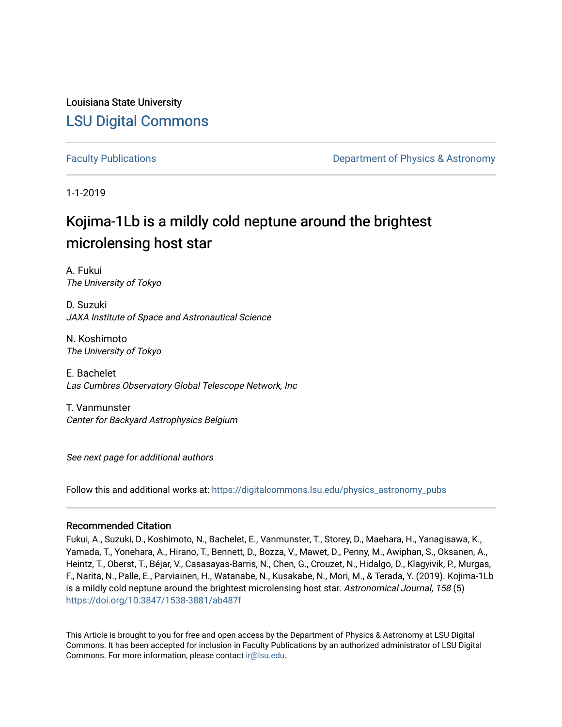Louisiana State University

# LSU Digital Commons

Faculty Publications

Department of Physics & Astronomy

1-1-2019

## Kojima-1Lb is a mildly cold neptune around the brightest microlensing host star

A. Fukui
*The University of Tokyo*

D. Suzuki
*JAXA Institute of Space and Astronautical Science*

N. Koshimoto
*The University of Tokyo*

E. Bachelet
*Las Cumbres Observatory Global Telescope Network, Inc*

T. Vanmunster
*Center for Backyard Astrophysics Belgium*

*See next page for additional authors*

Follow this and additional works at: https://digitalcommons.lsu.edu/physics_astronomy_pubs

### Recommended Citation

Fukui, A., Suzuki, D., Koshimoto, N., Bachelet, E., Vanmunster, T., Storey, D., Maehara, H., Yanagisawa, K., Yamada, T., Yonehara, A., Hirano, T., Bennett, D., Bozza, V., Mawet, D., Penny, M., Awiphan, S., Oksanen, A., Heintz, T., Oberst, T., Béjar, V., Casasayas-Barris, N., Chen, G., Crouzet, N., Hidalgo, D., Klagyivik, P., Murgas, F., Narita, N., Palle, E., Parviainen, H., Watanabe, N., Kusakabe, N., Mori, M., & Terada, Y. (2019). Kojima-1Lb is a mildly cold neptune around the brightest microlensing host star. *Astronomical Journal, 158* (5) https://doi.org/10.3847/1538-3881/ab487f

This Article is brought to you for free and open access by the Department of Physics & Astronomy at LSU Digital Commons. It has been accepted for inclusion in Faculty Publications by an authorized administrator of LSU Digital Commons. For more information, please contact ir@lsu.edu.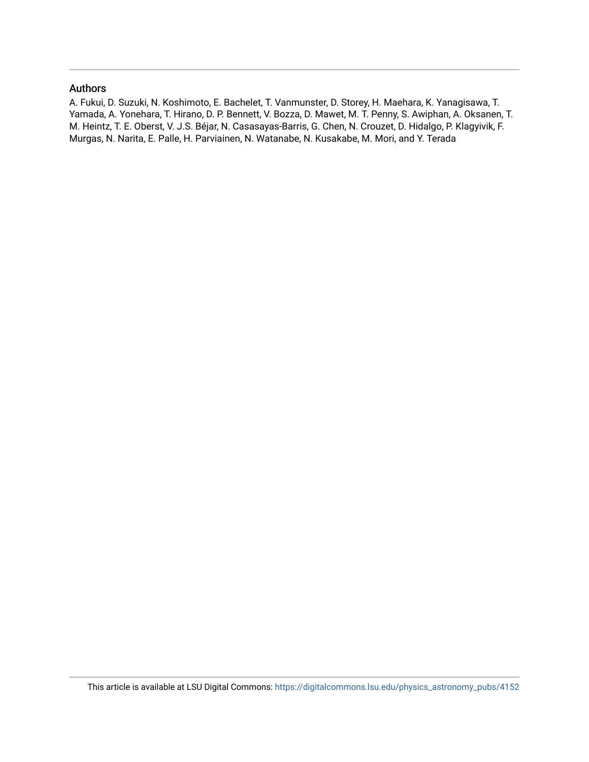## Authors

A. Fukui, D. Suzuki, N. Koshimoto, E. Bachelet, T. Vanmunster, D. Storey, H. Maehara, K. Yanagisawa, T. Yamada, A. Yonehara, T. Hirano, D. P. Bennett, V. Bozza, D. Mawet, M. T. Penny, S. Awiphan, A. Oksanen, T. M. Heintz, T. E. Oberst, V. J.S. Béjar, N. Casasayas-Barris, G. Chen, N. Crouzet, D. Hidalgo, P. Klagyivik, F. Murgas, N. Narita, E. Palle, H. Parviainen, N. Watanabe, N. Kusakabe, M. Mori, and Y. Terada

This article is available at LSU Digital Commons: https://digitalcommons.lsu.edu/physics_astronomy_pubs/4152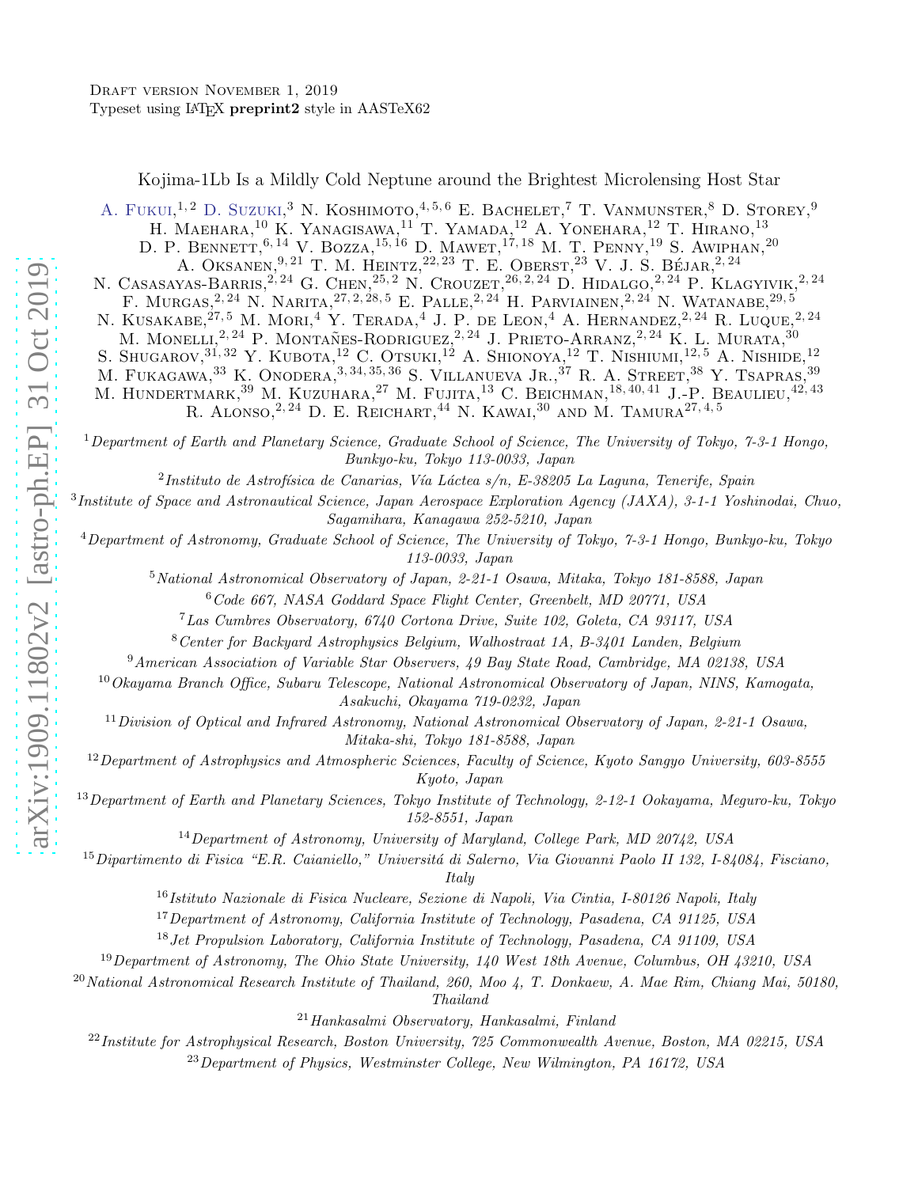Draft version November 1, 2019
Typeset using LATEX **preprint2** style in AASTeX62

# Kojima-1Lb Is a Mildly Cold Neptune around the Brightest Microlensing Host Star

A. Fukui,[1,2] D. Suzuki,[3] N. Koshimoto,[4,5,6] E. Bachelet,[7] T. Vanmunster,[8] D. Storey,[9] H. Maehara,[10] K. Yanagisawa,[11] T. Yamada,[12] A. Yonehara,[12] T. Hirano,[13] D. P. Bennett,[6,14] V. Bozza,[15,16] D. Mawet,[17,18] M. T. Penny,[19] S. Awiphan,[20] A. Oksanen,[9,21] T. M. Heintz,[22,23] T. E. Oberst,[23] V. J. S. Béjar,[2,24] N. Casasayas-Barris,[2,24] G. Chen,[25,2] N. Crouzet,[26,2,24] D. Hidalgo,[2,24] P. Klagyivik,[2,24] F. Murgas,[2,24] N. Narita,[27,2,28,5] E. Palle,[2,24] H. Parviainen,[2,24] N. Watanabe,[29,5] N. Kusakabe,[27,5] M. Mori,[4] Y. Terada,[4] J. P. de Leon,[4] A. Hernandez,[2,24] R. Luque,[2,24] M. Monelli,[2,24] P. Montañes-Rodriguez,[2,24] J. Prieto-Arranz,[2,24] K. L. Murata,[30] S. Shugarov,[31,32] Y. Kubota,[12] C. Otsuki,[12] A. Shionoya,[12] T. Nishiumi,[12,5] A. Nishide,[12] M. Fukagawa,[33] K. Onodera,[3,34,35,36] S. Villanueva Jr.,[37] R. A. Street,[38] Y. Tsapras,[39] M. Hundertmark,[39] M. Kuzuhara,[27] M. Fujita,[13] C. Beichman,[18,40,41] J.-P. Beaulieu,[42,43] R. Alonso,[2,24] D. E. Reichart,[44] N. Kawai,[30] and M. Tamura[27,4,5]

[1] *Department of Earth and Planetary Science, Graduate School of Science, The University of Tokyo, 7-3-1 Hongo, Bunkyo-ku, Tokyo 113-0033, Japan*

[2] *Instituto de Astrofísica de Canarias, Vía Láctea s/n, E-38205 La Laguna, Tenerife, Spain*

[3] *Institute of Space and Astronautical Science, Japan Aerospace Exploration Agency (JAXA), 3-1-1 Yoshinodai, Chuo, Sagamihara, Kanagawa 252-5210, Japan*

[4] *Department of Astronomy, Graduate School of Science, The University of Tokyo, 7-3-1 Hongo, Bunkyo-ku, Tokyo 113-0033, Japan*

[5] *National Astronomical Observatory of Japan, 2-21-1 Osawa, Mitaka, Tokyo 181-8588, Japan*

[6] *Code 667, NASA Goddard Space Flight Center, Greenbelt, MD 20771, USA*

[7] *Las Cumbres Observatory, 6740 Cortona Drive, Suite 102, Goleta, CA 93117, USA*

[8] *Center for Backyard Astrophysics Belgium, Walhostraat 1A, B-3401 Landen, Belgium*

[9] *American Association of Variable Star Observers, 49 Bay State Road, Cambridge, MA 02138, USA*

[10] *Okayama Branch Office, Subaru Telescope, National Astronomical Observatory of Japan, NINS, Kamogata, Asakuchi, Okayama 719-0232, Japan*

[11] *Division of Optical and Infrared Astronomy, National Astronomical Observatory of Japan, 2-21-1 Osawa, Mitaka-shi, Tokyo 181-8588, Japan*

[12] *Department of Astrophysics and Atmospheric Sciences, Faculty of Science, Kyoto Sangyo University, 603-8555 Kyoto, Japan*

[13] *Department of Earth and Planetary Sciences, Tokyo Institute of Technology, 2-12-1 Ookayama, Meguro-ku, Tokyo 152-8551, Japan*

[14] *Department of Astronomy, University of Maryland, College Park, MD 20742, USA*

[15] *Dipartimento di Fisica "E.R. Caianiello," Universitá di Salerno, Via Giovanni Paolo II 132, I-84084, Fisciano, Italy*

[16] *Istituto Nazionale di Fisica Nucleare, Sezione di Napoli, Via Cintia, I-80126 Napoli, Italy*

[17] *Department of Astronomy, California Institute of Technology, Pasadena, CA 91125, USA*

[18] *Jet Propulsion Laboratory, California Institute of Technology, Pasadena, CA 91109, USA*

[19] *Department of Astronomy, The Ohio State University, 140 West 18th Avenue, Columbus, OH 43210, USA*

[20] *National Astronomical Research Institute of Thailand, 260, Moo 4, T. Donkaew, A. Mae Rim, Chiang Mai, 50180, Thailand*

[21] *Hankasalmi Observatory, Hankasalmi, Finland*

[22] *Institute for Astrophysical Research, Boston University, 725 Commonwealth Avenue, Boston, MA 02215, USA*

[23] *Department of Physics, Westminster College, New Wilmington, PA 16172, USA*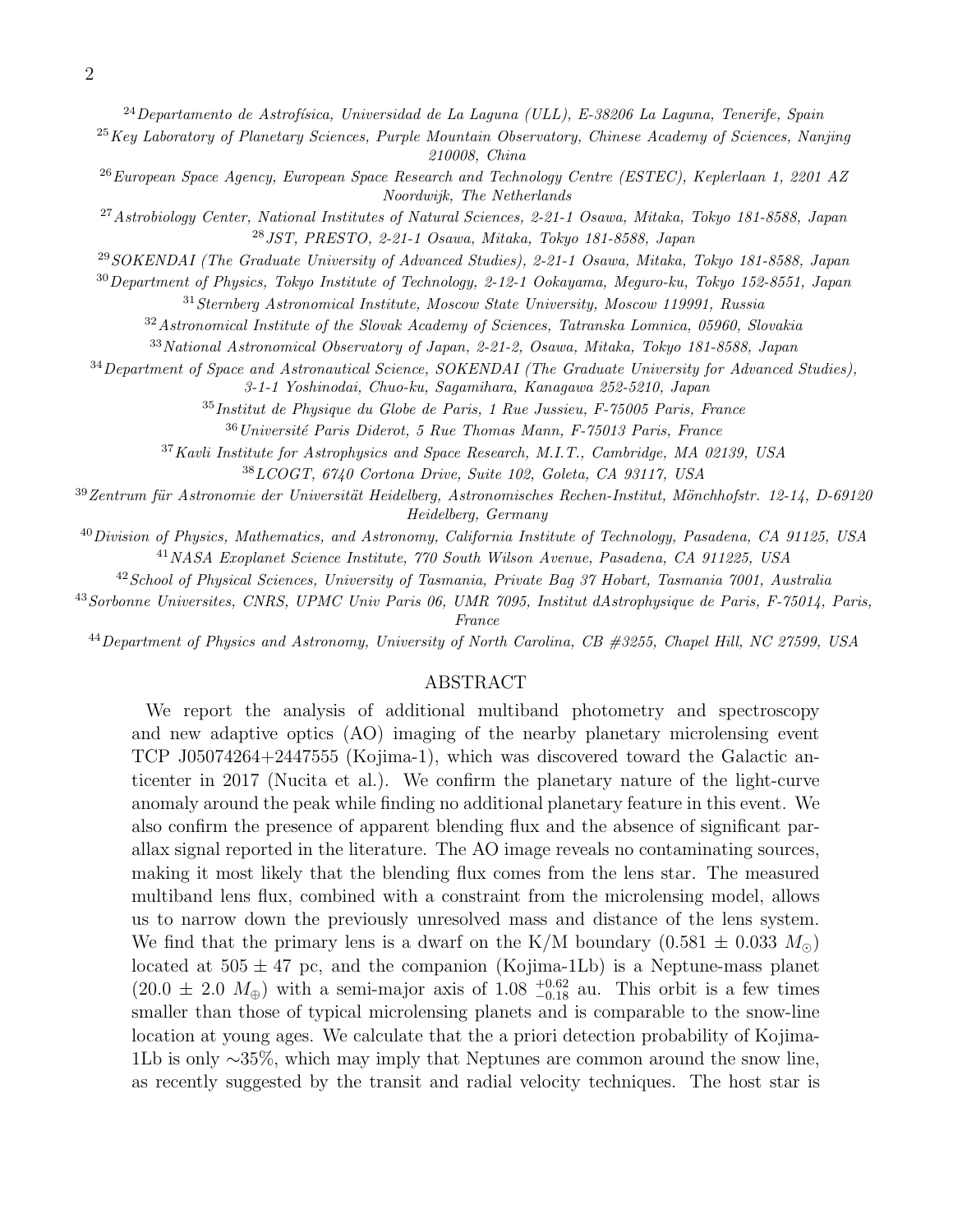[24]*Departamento de Astrofísica, Universidad de La Laguna (ULL), E-38206 La Laguna, Tenerife, Spain*

[25]*Key Laboratory of Planetary Sciences, Purple Mountain Observatory, Chinese Academy of Sciences, Nanjing 210008, China*

[26]*European Space Agency, European Space Research and Technology Centre (ESTEC), Keplerlaan 1, 2201 AZ Noordwijk, The Netherlands*

[27]*Astrobiology Center, National Institutes of Natural Sciences, 2-21-1 Osawa, Mitaka, Tokyo 181-8588, Japan*

[28]*JST, PRESTO, 2-21-1 Osawa, Mitaka, Tokyo 181-8588, Japan*

[29]*SOKENDAI (The Graduate University of Advanced Studies), 2-21-1 Osawa, Mitaka, Tokyo 181-8588, Japan*

[30]*Department of Physics, Tokyo Institute of Technology, 2-12-1 Ookayama, Meguro-ku, Tokyo 152-8551, Japan*

[31]*Sternberg Astronomical Institute, Moscow State University, Moscow 119991, Russia*

[32]*Astronomical Institute of the Slovak Academy of Sciences, Tatranska Lomnica, 05960, Slovakia*

[33]*National Astronomical Observatory of Japan, 2-21-2, Osawa, Mitaka, Tokyo 181-8588, Japan*

[34]*Department of Space and Astronautical Science, SOKENDAI (The Graduate University for Advanced Studies), 3-1-1 Yoshinodai, Chuo-ku, Sagamihara, Kanagawa 252-5210, Japan*

[35]*Institut de Physique du Globe de Paris, 1 Rue Jussieu, F-75005 Paris, France*

[36]*Université Paris Diderot, 5 Rue Thomas Mann, F-75013 Paris, France*

[37]*Kavli Institute for Astrophysics and Space Research, M.I.T., Cambridge, MA 02139, USA*

[38]*LCOGT, 6740 Cortona Drive, Suite 102, Goleta, CA 93117, USA*

[39]*Zentrum für Astronomie der Universität Heidelberg, Astronomisches Rechen-Institut, Mönchhofstr. 12-14, D-69120 Heidelberg, Germany*

[40]*Division of Physics, Mathematics, and Astronomy, California Institute of Technology, Pasadena, CA 91125, USA*

[41]*NASA Exoplanet Science Institute, 770 South Wilson Avenue, Pasadena, CA 911225, USA*

[42]*School of Physical Sciences, University of Tasmania, Private Bag 37 Hobart, Tasmania 7001, Australia*

[43]*Sorbonne Universites, CNRS, UPMC Univ Paris 06, UMR 7095, Institut dAstrophysique de Paris, F-75014, Paris, France*

[44]*Department of Physics and Astronomy, University of North Carolina, CB #3255, Chapel Hill, NC 27599, USA*

## ABSTRACT

We report the analysis of additional multiband photometry and spectroscopy and new adaptive optics (AO) imaging of the nearby planetary microlensing event TCP J05074264+2447555 (Kojima-1), which was discovered toward the Galactic anticenter in 2017 (Nucita et al.). We confirm the planetary nature of the light-curve anomaly around the peak while finding no additional planetary feature in this event. We also confirm the presence of apparent blending flux and the absence of significant parallax signal reported in the literature. The AO image reveals no contaminating sources, making it most likely that the blending flux comes from the lens star. The measured multiband lens flux, combined with a constraint from the microlensing model, allows us to narrow down the previously unresolved mass and distance of the lens system. We find that the primary lens is a dwarf on the K/M boundary ($0.581 \pm 0.033\ M_{\odot}$) located at $505 \pm 47$ pc, and the companion (Kojima-1Lb) is a Neptune-mass planet ($20.0 \pm 2.0\ M_{\oplus}$) with a semi-major axis of $1.08\ ^{+0.62}_{-0.18}$ au. This orbit is a few times smaller than those of typical microlensing planets and is comparable to the snow-line location at young ages. We calculate that the a priori detection probability of Kojima-1Lb is only $\sim$35%, which may imply that Neptunes are common around the snow line, as recently suggested by the transit and radial velocity techniques. The host star is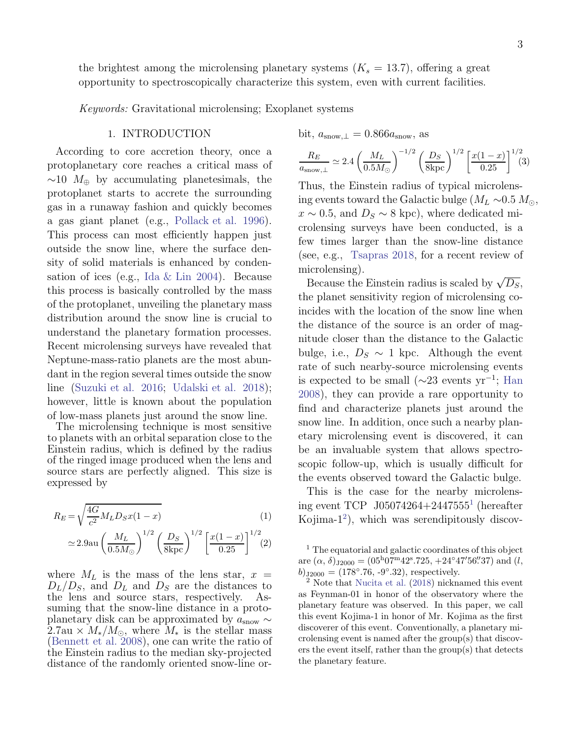the brightest among the microlensing planetary systems ($K_s = 13.7$), offering a great opportunity to spectroscopically characterize this system, even with current facilities.

*Keywords:* Gravitational microlensing; Exoplanet systems

## 1. INTRODUCTION

According to core accretion theory, once a protoplanetary core reaches a critical mass of $\sim$10 $M_\oplus$ by accumulating planetesimals, the protoplanet starts to accrete the surrounding gas in a runaway fashion and quickly becomes a gas giant planet (e.g., Pollack et al. 1996). This process can most efficiently happen just outside the snow line, where the surface density of solid materials is enhanced by condensation of ices (e.g., Ida & Lin 2004). Because this process is basically controlled by the mass of the protoplanet, unveiling the planetary mass distribution around the snow line is crucial to understand the planetary formation processes. Recent microlensing surveys have revealed that Neptune-mass-ratio planets are the most abundant in the region several times outside the snow line (Suzuki et al. 2016; Udalski et al. 2018); however, little is known about the population of low-mass planets just around the snow line.

The microlensing technique is most sensitive to planets with an orbital separation close to the Einstein radius, which is defined by the radius of the ringed image produced when the lens and source stars are perfectly aligned. This size is expressed by

$$R_E = \sqrt{\frac{4G}{c^2} M_L D_S x(1-x)} \tag{1}$$

$$\simeq 2.9\mathrm{au} \left(\frac{M_L}{0.5 M_\odot}\right)^{1/2} \left(\frac{D_S}{8\mathrm{kpc}}\right)^{1/2} \left[\frac{x(1-x)}{0.25}\right]^{1/2} \tag{2}$$

where $M_L$ is the mass of the lens star, $x = D_L/D_S$, and $D_L$ and $D_S$ are the distances to the lens and source stars, respectively. Assuming that the snow-line distance in a protoplanetary disk can be approximated by $a_{\rm snow} \sim 2.7\mathrm{au} \times M_*/M_\odot$, where $M_*$ is the stellar mass (Bennett et al. 2008), one can write the ratio of the Einstein radius to the median sky-projected distance of the randomly oriented snow-line orbit, $a_{{\rm snow},\perp} = 0.866 a_{\rm snow}$, as

$$\frac{R_E}{a_{{\rm snow},\perp}} \simeq 2.4 \left(\frac{M_L}{0.5 M_\odot}\right)^{-1/2} \left(\frac{D_S}{8\mathrm{kpc}}\right)^{1/2} \left[\frac{x(1-x)}{0.25}\right]^{1/2} \tag{3}$$

Thus, the Einstein radius of typical microlensing events toward the Galactic bulge ($M_L \sim 0.5\,M_\odot$, $x \sim 0.5$, and $D_S \sim 8$ kpc), where dedicated microlensing surveys have been conducted, is a few times larger than the snow-line distance (see, e.g., Tsapras 2018, for a recent review of microlensing).

Because the Einstein radius is scaled by $\sqrt{D_S}$, the planet sensitivity region of microlensing coincides with the location of the snow line when the distance of the source is an order of magnitude closer than the distance to the Galactic bulge, i.e., $D_S \sim 1$ kpc. Although the event rate of such nearby-source microlensing events is expected to be small ($\sim$23 events yr$^{-1}$; Han 2008), they can provide a rare opportunity to find and characterize planets just around the snow line. In addition, once such a nearby planetary microlensing event is discovered, it can be an invaluable system that allows spectroscopic follow-up, which is usually difficult for the events observed toward the Galactic bulge.

This is the case for the nearby microlensing event TCP J05074264+2447555[1] (hereafter Kojima-1[2]), which was serendipitously discov-

[1] The equatorial and galactic coordinates of this object are $(\alpha, \delta)_{\rm J2000} = (05^{\rm h}07^{\rm m}42^{\rm s}.725, +24^\circ47'56''.37)$ and $(l, b)_{\rm J2000} = (178^\circ.76, -9^\circ.32)$, respectively.

[2] Note that Nucita et al. (2018) nicknamed this event as Feynman-01 in honor of the observatory where the planetary feature was observed. In this paper, we call this event Kojima-1 in honor of Mr. Kojima as the first discoverer of this event. Conventionally, a planetary microlensing event is named after the group(s) that discovers the event itself, rather than the group(s) that detects the planetary feature.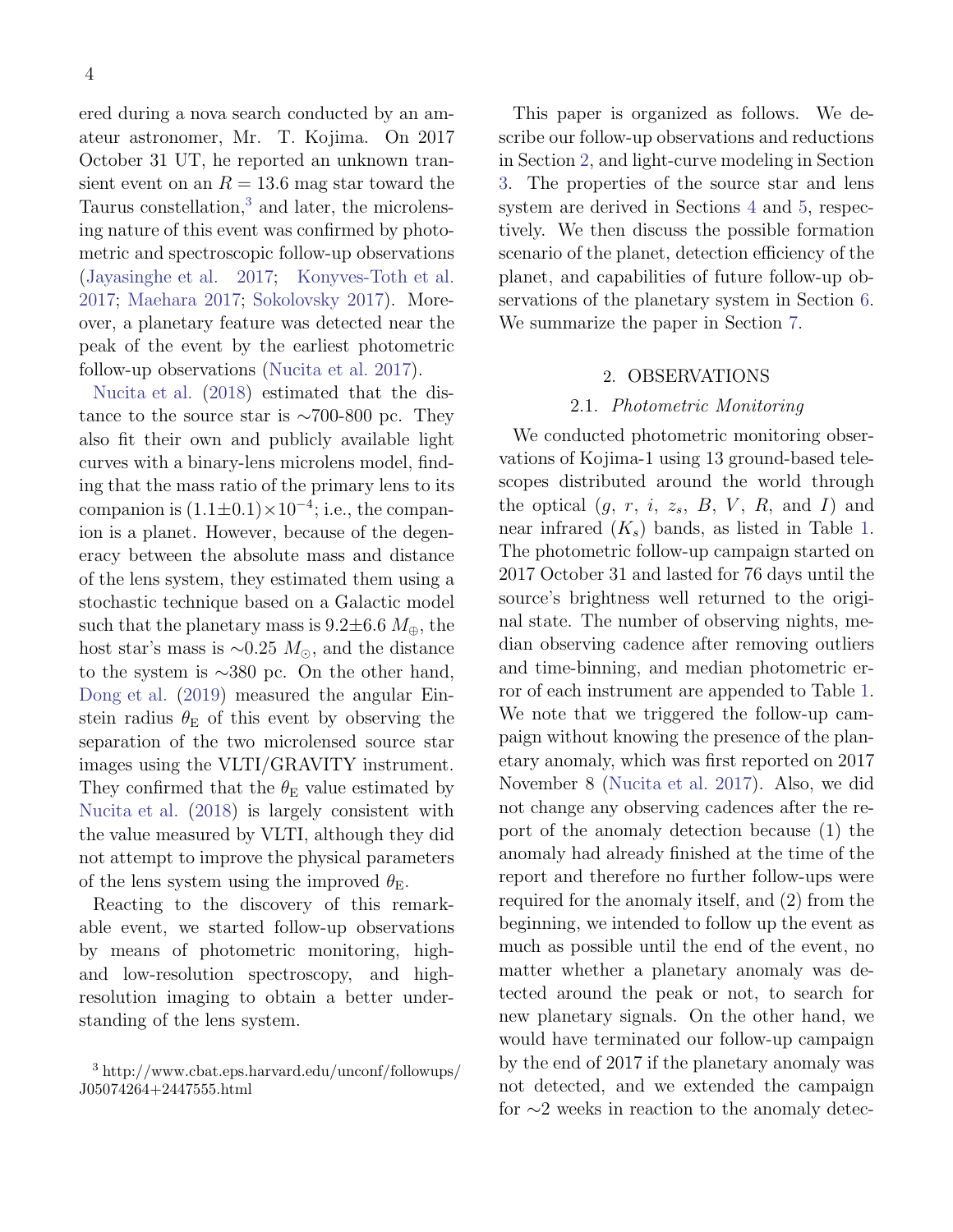ered during a nova search conducted by an amateur astronomer, Mr. T. Kojima. On 2017 October 31 UT, he reported an unknown transient event on an $R = 13.6$ mag star toward the Taurus constellation,[3] and later, the microlensing nature of this event was confirmed by photometric and spectroscopic follow-up observations (Jayasinghe et al. 2017; Konyves-Toth et al. 2017; Maehara 2017; Sokolovsky 2017). Moreover, a planetary feature was detected near the peak of the event by the earliest photometric follow-up observations (Nucita et al. 2017).

Nucita et al. (2018) estimated that the distance to the source star is ∼700-800 pc. They also fit their own and publicly available light curves with a binary-lens microlens model, finding that the mass ratio of the primary lens to its companion is $(1.1\pm0.1)\times10^{-4}$; i.e., the companion is a planet. However, because of the degeneracy between the absolute mass and distance of the lens system, they estimated them using a stochastic technique based on a Galactic model such that the planetary mass is $9.2\pm6.6\ M_{\oplus}$, the host star's mass is $\sim0.25\ M_{\odot}$, and the distance to the system is ∼380 pc. On the other hand, Dong et al. (2019) measured the angular Einstein radius $\theta_{\rm E}$ of this event by observing the separation of the two microlensed source star images using the VLTI/GRAVITY instrument. They confirmed that the $\theta_{\rm E}$ value estimated by Nucita et al. (2018) is largely consistent with the value measured by VLTI, although they did not attempt to improve the physical parameters of the lens system using the improved $\theta_{\rm E}$.

Reacting to the discovery of this remarkable event, we started follow-up observations by means of photometric monitoring, high- and low-resolution spectroscopy, and high-resolution imaging to obtain a better understanding of the lens system.

[3] http://www.cbat.eps.harvard.edu/unconf/followups/J05074264+2447555.html

This paper is organized as follows. We describe our follow-up observations and reductions in Section 2, and light-curve modeling in Section 3. The properties of the source star and lens system are derived in Sections 4 and 5, respectively. We then discuss the possible formation scenario of the planet, detection efficiency of the planet, and capabilities of future follow-up observations of the planetary system in Section 6. We summarize the paper in Section 7.

## 2. OBSERVATIONS

### 2.1. *Photometric Monitoring*

We conducted photometric monitoring observations of Kojima-1 using 13 ground-based telescopes distributed around the world through the optical ($g$, $r$, $i$, $z_s$, $B$, $V$, $R$, and $I$) and near infrared ($K_s$) bands, as listed in Table 1. The photometric follow-up campaign started on 2017 October 31 and lasted for 76 days until the source's brightness well returned to the original state. The number of observing nights, median observing cadence after removing outliers and time-binning, and median photometric error of each instrument are appended to Table 1. We note that we triggered the follow-up campaign without knowing the presence of the planetary anomaly, which was first reported on 2017 November 8 (Nucita et al. 2017). Also, we did not change any observing cadences after the report of the anomaly detection because (1) the anomaly had already finished at the time of the report and therefore no further follow-ups were required for the anomaly itself, and (2) from the beginning, we intended to follow up the event as much as possible until the end of the event, no matter whether a planetary anomaly was detected around the peak or not, to search for new planetary signals. On the other hand, we would have terminated our follow-up campaign by the end of 2017 if the planetary anomaly was not detected, and we extended the campaign for ∼2 weeks in reaction to the anomaly detec-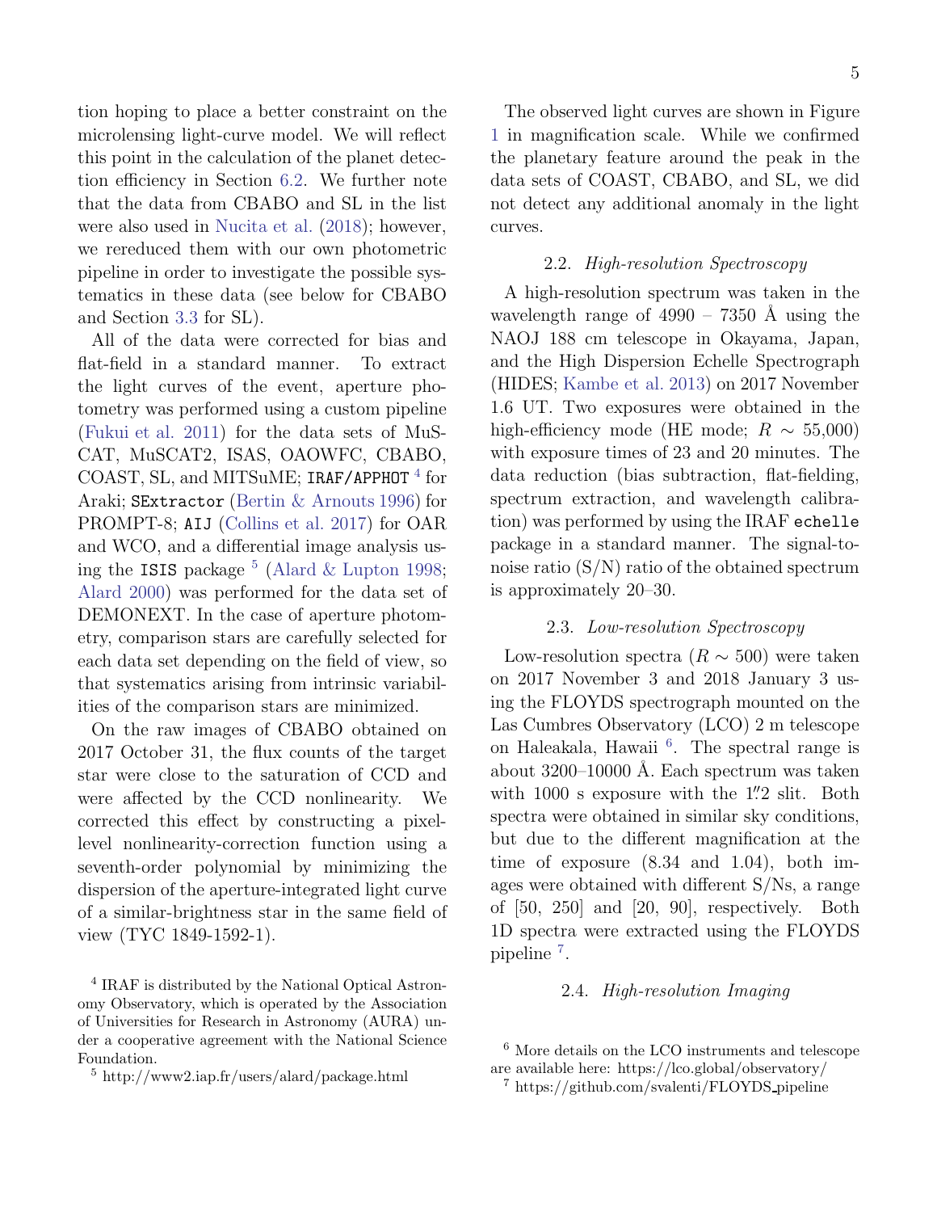tion hoping to place a better constraint on the microlensing light-curve model. We will reflect this point in the calculation of the planet detection efficiency in Section 6.2. We further note that the data from CBABO and SL in the list were also used in Nucita et al. (2018); however, we rereduced them with our own photometric pipeline in order to investigate the possible systematics in these data (see below for CBABO and Section 3.3 for SL).

All of the data were corrected for bias and flat-field in a standard manner. To extract the light curves of the event, aperture photometry was performed using a custom pipeline (Fukui et al. 2011) for the data sets of MuSCAT, MuSCAT2, ISAS, OAOWFC, CBABO, COAST, SL, and MITSuME; `IRAF/APPHOT` [4] for Araki; `SExtractor` (Bertin & Arnouts 1996) for PROMPT-8; `AIJ` (Collins et al. 2017) for OAR and WCO, and a differential image analysis using the `ISIS` package [5] (Alard & Lupton 1998; Alard 2000) was performed for the data set of DEMONEXT. In the case of aperture photometry, comparison stars are carefully selected for each data set depending on the field of view, so that systematics arising from intrinsic variabilities of the comparison stars are minimized.

On the raw images of CBABO obtained on 2017 October 31, the flux counts of the target star were close to the saturation of CCD and were affected by the CCD nonlinearity. We corrected this effect by constructing a pixel-level nonlinearity-correction function using a seventh-order polynomial by minimizing the dispersion of the aperture-integrated light curve of a similar-brightness star in the same field of view (TYC 1849-1592-1).

The observed light curves are shown in Figure 1 in magnification scale. While we confirmed the planetary feature around the peak in the data sets of COAST, CBABO, and SL, we did not detect any additional anomaly in the light curves.

### 2.2. *High-resolution Spectroscopy*

A high-resolution spectrum was taken in the wavelength range of 4990 – 7350 Å using the NAOJ 188 cm telescope in Okayama, Japan, and the High Dispersion Echelle Spectrograph (HIDES; Kambe et al. 2013) on 2017 November 1.6 UT. Two exposures were obtained in the high-efficiency mode (HE mode; $R \sim 55{,}000$) with exposure times of 23 and 20 minutes. The data reduction (bias subtraction, flat-fielding, spectrum extraction, and wavelength calibration) was performed by using the IRAF `echelle` package in a standard manner. The signal-to-noise ratio (S/N) ratio of the obtained spectrum is approximately 20–30.

### 2.3. *Low-resolution Spectroscopy*

Low-resolution spectra ($R \sim 500$) were taken on 2017 November 3 and 2018 January 3 using the FLOYDS spectrograph mounted on the Las Cumbres Observatory (LCO) 2 m telescope on Haleakala, Hawaii [6]. The spectral range is about 3200–10000 Å. Each spectrum was taken with 1000 s exposure with the 1.″2 slit. Both spectra were obtained in similar sky conditions, but due to the different magnification at the time of exposure (8.34 and 1.04), both images were obtained with different S/Ns, a range of [50, 250] and [20, 90], respectively. Both 1D spectra were extracted using the FLOYDS pipeline [7].

### 2.4. *High-resolution Imaging*

[4] IRAF is distributed by the National Optical Astronomy Observatory, which is operated by the Association of Universities for Research in Astronomy (AURA) under a cooperative agreement with the National Science Foundation.

[5] http://www2.iap.fr/users/alard/package.html

[6] More details on the LCO instruments and telescope are available here: https://lco.global/observatory/

[7] https://github.com/svalenti/FLOYDS_pipeline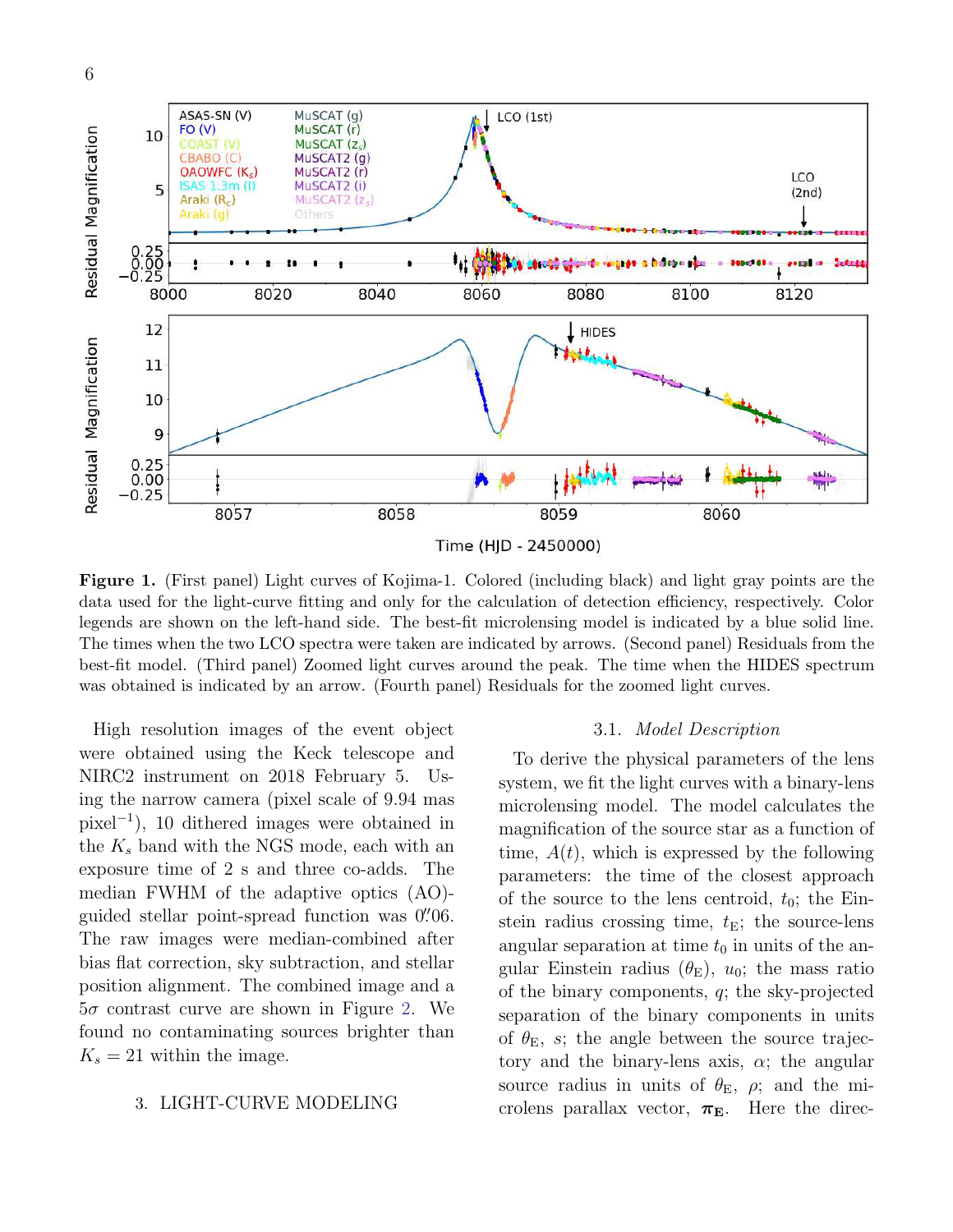**Figure 1.** (First panel) Light curves of Kojima-1. Colored (including black) and light gray points are the data used for the light-curve fitting and only for the calculation of detection efficiency, respectively. Color legends are shown on the left-hand side. The best-fit microlensing model is indicated by a blue solid line. The times when the two LCO spectra were taken are indicated by arrows. (Second panel) Residuals from the best-fit model. (Third panel) Zoomed light curves around the peak. The time when the HIDES spectrum was obtained is indicated by an arrow. (Fourth panel) Residuals for the zoomed light curves.

High resolution images of the event object were obtained using the Keck telescope and NIRC2 instrument on 2018 February 5. Using the narrow camera (pixel scale of 9.94 mas pixel$^{-1}$), 10 dithered images were obtained in the $K_s$ band with the NGS mode, each with an exposure time of 2 s and three co-adds. The median FWHM of the adaptive optics (AO)-guided stellar point-spread function was $0\farcs06$. The raw images were median-combined after bias flat correction, sky subtraction, and stellar position alignment. The combined image and a $5\sigma$ contrast curve are shown in Figure 2. We found no contaminating sources brighter than $K_s = 21$ within the image.

## 3. LIGHT-CURVE MODELING

### 3.1. *Model Description*

To derive the physical parameters of the lens system, we fit the light curves with a binary-lens microlensing model. The model calculates the magnification of the source star as a function of time, $A(t)$, which is expressed by the following parameters: the time of the closest approach of the source to the lens centroid, $t_0$; the Einstein radius crossing time, $t_{\rm E}$; the source-lens angular separation at time $t_0$ in units of the angular Einstein radius ($\theta_{\rm E}$), $u_0$; the mass ratio of the binary components, $q$; the sky-projected separation of the binary components in units of $\theta_{\rm E}$, $s$; the angle between the source trajectory and the binary-lens axis, $\alpha$; the angular source radius in units of $\theta_{\rm E}$, $\rho$; and the microlens parallax vector, $\boldsymbol{\pi}_{\rm E}$. Here the direc-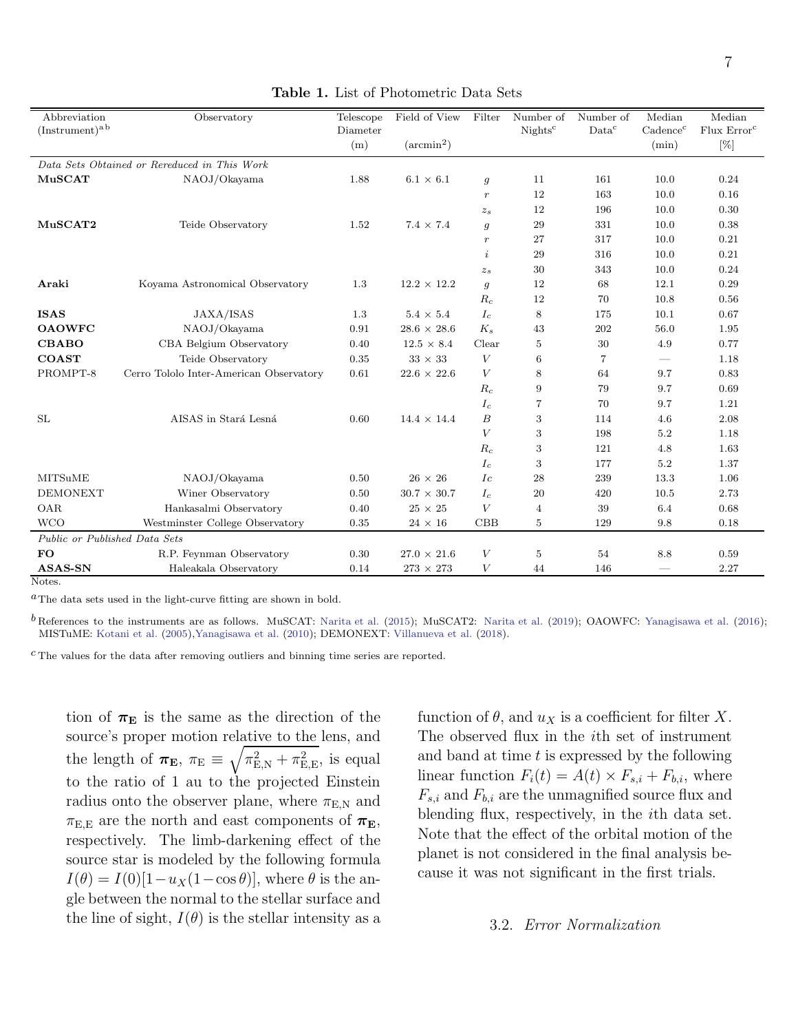**Table 1.** List of Photometric Data Sets

| Abbreviation (Instrument)[a b] | Observatory | Telescope Diameter (m) | Field of View (arcmin$^2$) | Filter | Number of Nights[c] | Number of Data[c] | Median Cadence[c] (min) | Median Flux Error[c] [%] |
|---|---|---|---|---|---|---|---|---|
| *Data Sets Obtained or Rereduced in This Work* | | | | | | | | |
| **MuSCAT** | NAOJ/Okayama | 1.88 | 6.1 × 6.1 | $g$ | 11 | 161 | 10.0 | 0.24 |
| | | | | $r$ | 12 | 163 | 10.0 | 0.16 |
| | | | | $z_s$ | 12 | 196 | 10.0 | 0.30 |
| **MuSCAT2** | Teide Observatory | 1.52 | 7.4 × 7.4 | $g$ | 29 | 331 | 10.0 | 0.38 |
| | | | | $r$ | 27 | 317 | 10.0 | 0.21 |
| | | | | $i$ | 29 | 316 | 10.0 | 0.21 |
| | | | | $z_s$ | 30 | 343 | 10.0 | 0.24 |
| **Araki** | Koyama Astronomical Observatory | 1.3 | 12.2 × 12.2 | $g$ | 12 | 68 | 12.1 | 0.29 |
| | | | | $R_c$ | 12 | 70 | 10.8 | 0.56 |
| **ISAS** | JAXA/ISAS | 1.3 | 5.4 × 5.4 | $I_c$ | 8 | 175 | 10.1 | 0.67 |
| **OAOWFC** | NAOJ/Okayama | 0.91 | 28.6 × 28.6 | $K_s$ | 43 | 202 | 56.0 | 1.95 |
| **CBABO** | CBA Belgium Observatory | 0.40 | 12.5 × 8.4 | Clear | 5 | 30 | 4.9 | 0.77 |
| **COAST** | Teide Observatory | 0.35 | 33 × 33 | $V$ | 6 | 7 | — | 1.18 |
| PROMPT-8 | Cerro Tololo Inter-American Observatory | 0.61 | 22.6 × 22.6 | $V$ | 8 | 64 | 9.7 | 0.83 |
| | | | | $R_c$ | 9 | 79 | 9.7 | 0.69 |
| | | | | $I_c$ | 7 | 70 | 9.7 | 1.21 |
| SL | AISAS in Stará Lesná | 0.60 | 14.4 × 14.4 | $B$ | 3 | 114 | 4.6 | 2.08 |
| | | | | $V$ | 3 | 198 | 5.2 | 1.18 |
| | | | | $R_c$ | 3 | 121 | 4.8 | 1.63 |
| | | | | $I_c$ | 3 | 177 | 5.2 | 1.37 |
| MITSuME | NAOJ/Okayama | 0.50 | 26 × 26 | $Ic$ | 28 | 239 | 13.3 | 1.06 |
| DEMONEXT | Winer Observatory | 0.50 | 30.7 × 30.7 | $I_c$ | 20 | 420 | 10.5 | 2.73 |
| OAR | Hankasalmi Observatory | 0.40 | 25 × 25 | $V$ | 4 | 39 | 6.4 | 0.68 |
| WCO | Westminster College Observatory | 0.35 | 24 × 16 | CBB | 5 | 129 | 9.8 | 0.18 |
| *Public or Published Data Sets* | | | | | | | | |
| **FO** | R.P. Feynman Observatory | 0.30 | 27.0 × 21.6 | $V$ | 5 | 54 | 8.8 | 0.59 |
| **ASAS-SN** | Haleakala Observatory | 0.14 | 273 × 273 | $V$ | 44 | 146 | — | 2.27 |

Notes.

[a] The data sets used in the light-curve fitting are shown in bold.

[b] References to the instruments are as follows. MuSCAT: Narita et al. (2015); MuSCAT2: Narita et al. (2019); OAOWFC: Yanagisawa et al. (2016); MISTuME: Kotani et al. (2005),Yanagisawa et al. (2010); DEMONEXT: Villanueva et al. (2018).

[c] The values for the data after removing outliers and binning time series are reported.

tion of $\boldsymbol{\pi_E}$ is the same as the direction of the source's proper motion relative to the lens, and the length of $\boldsymbol{\pi_E}$, $\pi_E \equiv \sqrt{\pi_{E,N}^2 + \pi_{E,E}^2}$, is equal to the ratio of 1 au to the projected Einstein radius onto the observer plane, where $\pi_{E,N}$ and $\pi_{E,E}$ are the north and east components of $\boldsymbol{\pi_E}$, respectively. The limb-darkening effect of the source star is modeled by the following formula $I(\theta) = I(0)[1 - u_X(1 - \cos\theta)]$, where $\theta$ is the angle between the normal to the stellar surface and the line of sight, $I(\theta)$ is the stellar intensity as a function of $\theta$, and $u_X$ is a coefficient for filter $X$. The observed flux in the $i$th set of instrument and band at time $t$ is expressed by the following linear function $F_i(t) = A(t) \times F_{s,i} + F_{b,i}$, where $F_{s,i}$ and $F_{b,i}$ are the unmagnified source flux and blending flux, respectively, in the $i$th data set. Note that the effect of the orbital motion of the planet is not considered in the final analysis because it was not significant in the first trials.

### 3.2. *Error Normalization*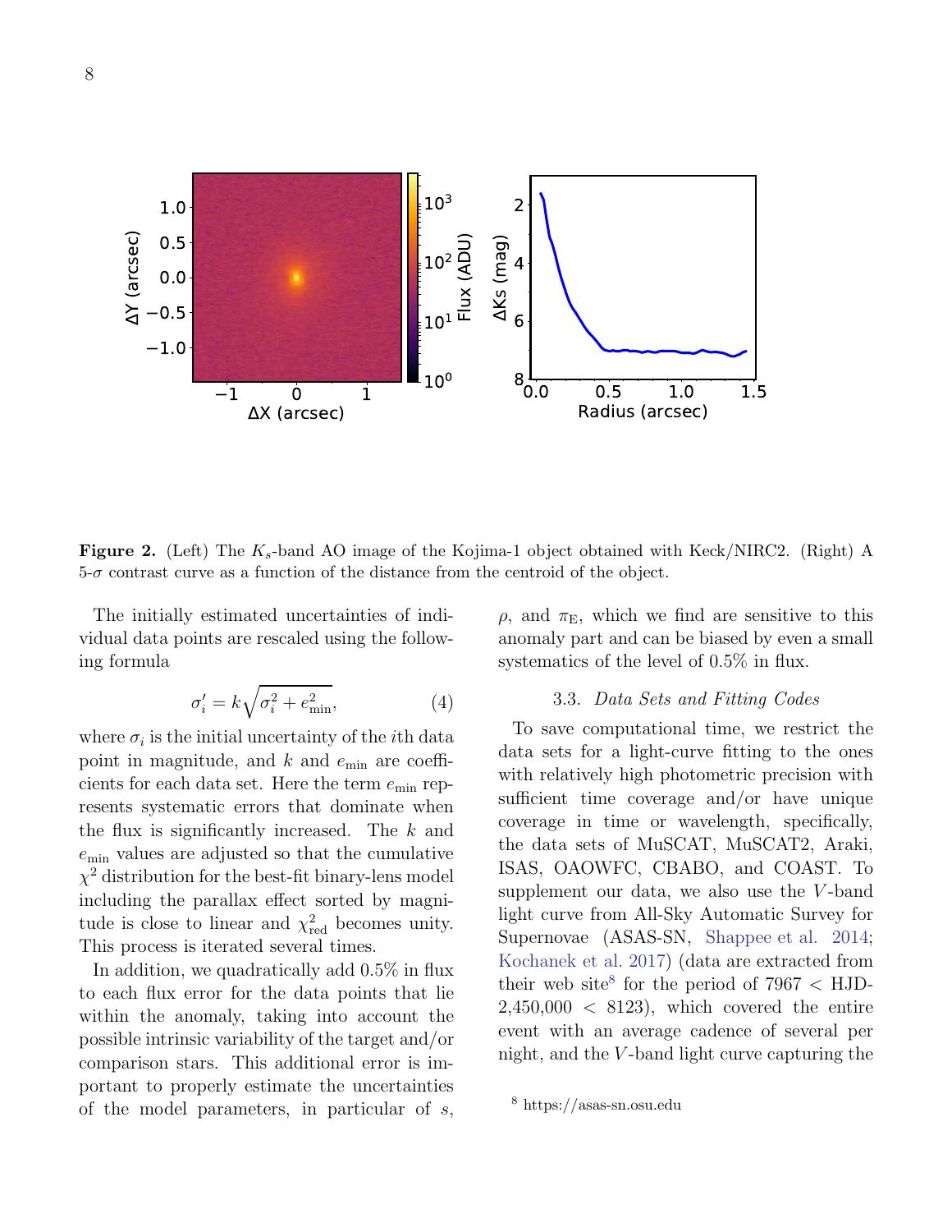**Figure 2.** (Left) The $K_s$-band AO image of the Kojima-1 object obtained with Keck/NIRC2. (Right) A 5-$\sigma$ contrast curve as a function of the distance from the centroid of the object.

The initially estimated uncertainties of individual data points are rescaled using the following formula

$$\sigma_i' = k\sqrt{\sigma_i^2 + e_{\rm min}^2}, \tag{4}$$

where $\sigma_i$ is the initial uncertainty of the $i$th data point in magnitude, and $k$ and $e_{\rm min}$ are coefficients for each data set. Here the term $e_{\rm min}$ represents systematic errors that dominate when the flux is significantly increased. The $k$ and $e_{\rm min}$ values are adjusted so that the cumulative $\chi^2$ distribution for the best-fit binary-lens model including the parallax effect sorted by magnitude is close to linear and $\chi^2_{\rm red}$ becomes unity. This process is iterated several times.

In addition, we quadratically add 0.5% in flux to each flux error for the data points that lie within the anomaly, taking into account the possible intrinsic variability of the target and/or comparison stars. This additional error is important to properly estimate the uncertainties of the model parameters, in particular of $s$, $\rho$, and $\pi_{\rm E}$, which we find are sensitive to this anomaly part and can be biased by even a small systematics of the level of 0.5% in flux.

### 3.3. *Data Sets and Fitting Codes*

To save computational time, we restrict the data sets for a light-curve fitting to the ones with relatively high photometric precision with sufficient time coverage and/or have unique coverage in time or wavelength, specifically, the data sets of MuSCAT, MuSCAT2, Araki, ISAS, OAOWFC, CBABO, and COAST. To supplement our data, we also use the $V$-band light curve from All-Sky Automatic Survey for Supernovae (ASAS-SN, Shappee et al. 2014; Kochanek et al. 2017) (data are extracted from their web site[8] for the period of 7967 < HJD-2,450,000 < 8123), which covered the entire event with an average cadence of several per night, and the $V$-band light curve capturing the

[8] https://asas-sn.osu.edu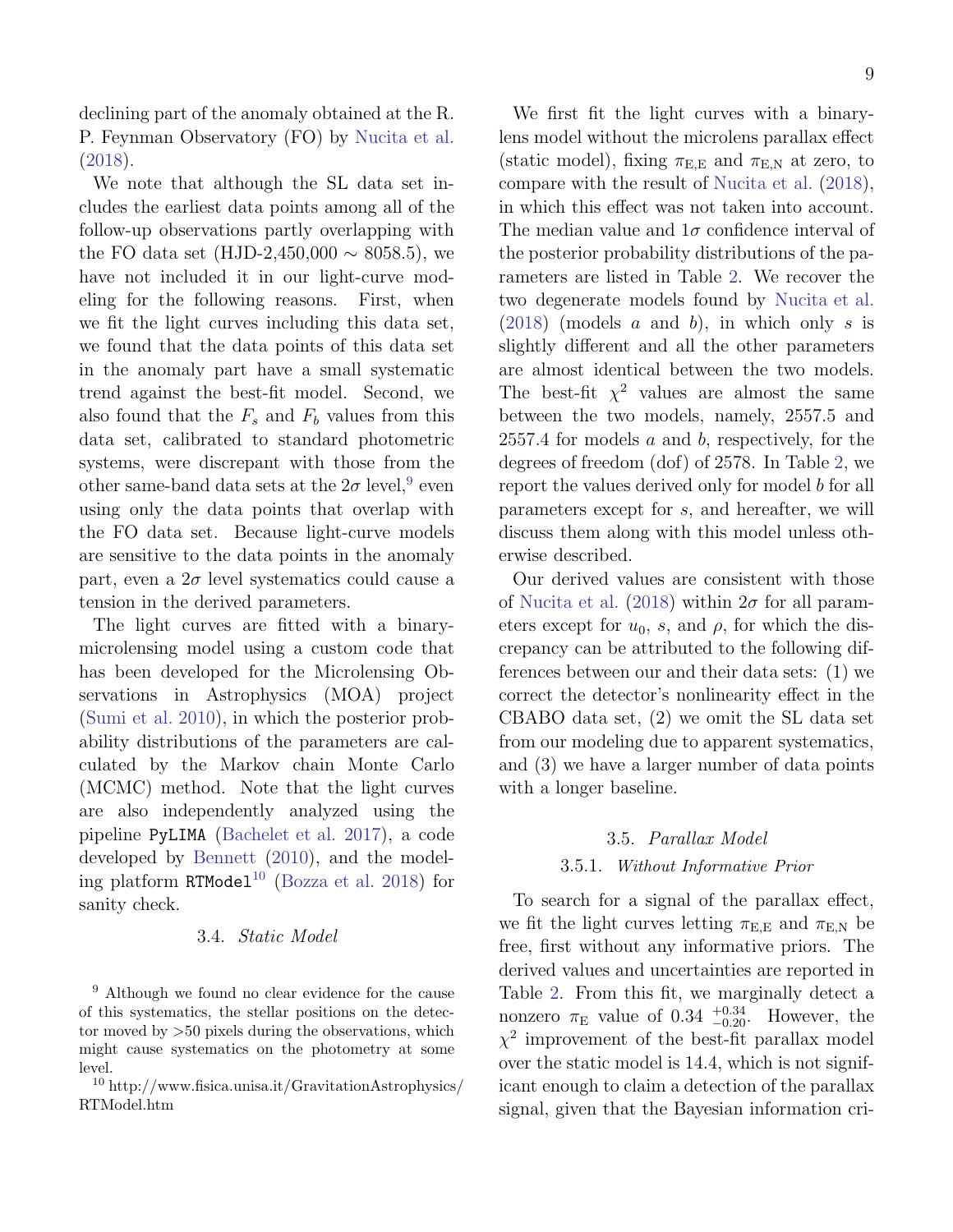declining part of the anomaly obtained at the R. P. Feynman Observatory (FO) by Nucita et al. (2018).

We note that although the SL data set includes the earliest data points among all of the follow-up observations partly overlapping with the FO data set (HJD-2,450,000 $\sim$ 8058.5), we have not included it in our light-curve modeling for the following reasons. First, when we fit the light curves including this data set, we found that the data points of this data set in the anomaly part have a small systematic trend against the best-fit model. Second, we also found that the $F_s$ and $F_b$ values from this data set, calibrated to standard photometric systems, were discrepant with those from the other same-band data sets at the $2\sigma$ level,[9] even using only the data points that overlap with the FO data set. Because light-curve models are sensitive to the data points in the anomaly part, even a $2\sigma$ level systematics could cause a tension in the derived parameters.

The light curves are fitted with a binary-microlensing model using a custom code that has been developed for the Microlensing Observations in Astrophysics (MOA) project (Sumi et al. 2010), in which the posterior probability distributions of the parameters are calculated by the Markov chain Monte Carlo (MCMC) method. Note that the light curves are also independently analyzed using the pipeline `PyLIMA` (Bachelet et al. 2017), a code developed by Bennett (2010), and the modeling platform `RTModel`[10] (Bozza et al. 2018) for sanity check.

### 3.4. *Static Model*

We first fit the light curves with a binary-lens model without the microlens parallax effect (static model), fixing $\pi_{\mathrm{E,E}}$ and $\pi_{\mathrm{E,N}}$ at zero, to compare with the result of Nucita et al. (2018), in which this effect was not taken into account. The median value and $1\sigma$ confidence interval of the posterior probability distributions of the parameters are listed in Table 2. We recover the two degenerate models found by Nucita et al. (2018) (models *a* and *b*), in which only $s$ is slightly different and all the other parameters are almost identical between the two models. The best-fit $\chi^2$ values are almost the same between the two models, namely, 2557.5 and 2557.4 for models *a* and *b*, respectively, for the degrees of freedom (dof) of 2578. In Table 2, we report the values derived only for model *b* for all parameters except for $s$, and hereafter, we will discuss them along with this model unless otherwise described.

Our derived values are consistent with those of Nucita et al. (2018) within $2\sigma$ for all parameters except for $u_0$, $s$, and $\rho$, for which the discrepancy can be attributed to the following differences between our and their data sets: (1) we correct the detector's nonlinearity effect in the CBABO data set, (2) we omit the SL data set from our modeling due to apparent systematics, and (3) we have a larger number of data points with a longer baseline.

### 3.5. *Parallax Model*

#### 3.5.1. *Without Informative Prior*

To search for a signal of the parallax effect, we fit the light curves letting $\pi_{\mathrm{E,E}}$ and $\pi_{\mathrm{E,N}}$ be free, first without any informative priors. The derived values and uncertainties are reported in Table 2. From this fit, we marginally detect a nonzero $\pi_{\mathrm{E}}$ value of $0.34\ ^{+0.34}_{-0.20}$. However, the $\chi^2$ improvement of the best-fit parallax model over the static model is 14.4, which is not significant enough to claim a detection of the parallax signal, given that the Bayesian information cri-

---

[9] Although we found no clear evidence for the cause of this systematics, the stellar positions on the detector moved by >50 pixels during the observations, which might cause systematics on the photometry at some level.

[10] http://www.fisica.unisa.it/GravitationAstrophysics/RTModel.htm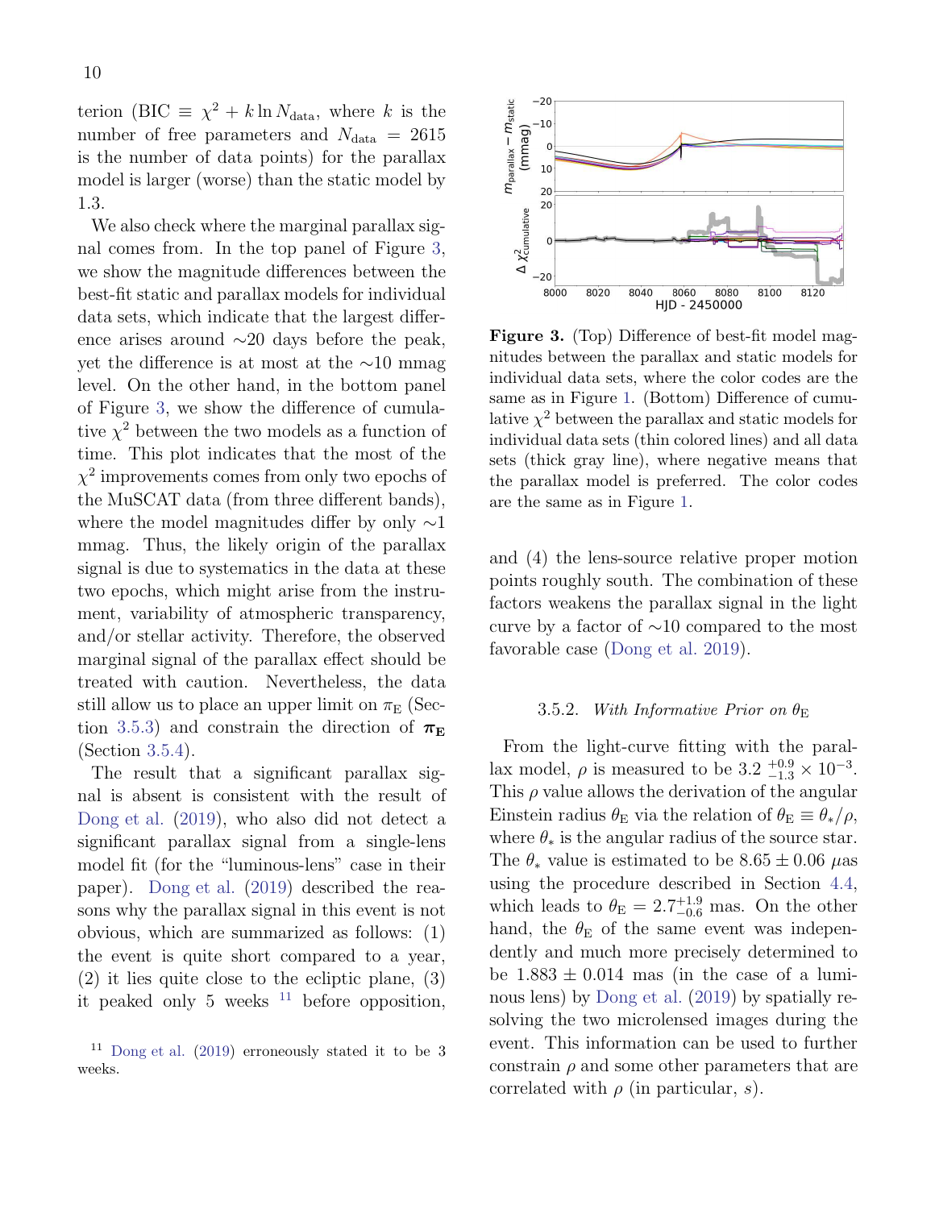terion (BIC $\equiv \chi^2 + k \ln N_{\rm data}$, where $k$ is the number of free parameters and $N_{\rm data} = 2615$ is the number of data points) for the parallax model is larger (worse) than the static model by 1.3.

We also check where the marginal parallax signal comes from. In the top panel of Figure 3, we show the magnitude differences between the best-fit static and parallax models for individual data sets, which indicate that the largest difference arises around $\sim$20 days before the peak, yet the difference is at most at the $\sim$10 mmag level. On the other hand, in the bottom panel of Figure 3, we show the difference of cumulative $\chi^2$ between the two models as a function of time. This plot indicates that the most of the $\chi^2$ improvements comes from only two epochs of the MuSCAT data (from three different bands), where the model magnitudes differ by only $\sim$1 mmag. Thus, the likely origin of the parallax signal is due to systematics in the data at these two epochs, which might arise from the instrument, variability of atmospheric transparency, and/or stellar activity. Therefore, the observed marginal signal of the parallax effect should be treated with caution. Nevertheless, the data still allow us to place an upper limit on $\pi_{\rm E}$ (Section 3.5.3) and constrain the direction of $\boldsymbol{\pi}_{\rm E}$ (Section 3.5.4).

The result that a significant parallax signal is absent is consistent with the result of Dong et al. (2019), who also did not detect a significant parallax signal from a single-lens model fit (for the "luminous-lens" case in their paper). Dong et al. (2019) described the reasons why the parallax signal in this event is not obvious, which are summarized as follows: (1) the event is quite short compared to a year, (2) it lies quite close to the ecliptic plane, (3) it peaked only 5 weeks [11] before opposition, and (4) the lens-source relative proper motion points roughly south. The combination of these factors weakens the parallax signal in the light curve by a factor of $\sim$10 compared to the most favorable case (Dong et al. 2019).

[11] Dong et al. (2019) erroneously stated it to be 3 weeks.

**Figure 3.** (Top) Difference of best-fit model magnitudes between the parallax and static models for individual data sets, where the color codes are the same as in Figure 1. (Bottom) Difference of cumulative $\chi^2$ between the parallax and static models for individual data sets (thin colored lines) and all data sets (thick gray line), where negative means that the parallax model is preferred. The color codes are the same as in Figure 1.

### 3.5.2. *With Informative Prior on $\theta_{\rm E}$*

From the light-curve fitting with the parallax model, $\rho$ is measured to be $3.2\,^{+0.9}_{-1.3} \times 10^{-3}$. This $\rho$ value allows the derivation of the angular Einstein radius $\theta_{\rm E}$ via the relation of $\theta_{\rm E} \equiv \theta_*/\rho$, where $\theta_*$ is the angular radius of the source star. The $\theta_*$ value is estimated to be $8.65 \pm 0.06$ $\mu$as using the procedure described in Section 4.4, which leads to $\theta_{\rm E} = 2.7^{+1.9}_{-0.6}$ mas. On the other hand, the $\theta_{\rm E}$ of the same event was independently and much more precisely determined to be $1.883 \pm 0.014$ mas (in the case of a luminous lens) by Dong et al. (2019) by spatially resolving the two microlensed images during the event. This information can be used to further constrain $\rho$ and some other parameters that are correlated with $\rho$ (in particular, $s$).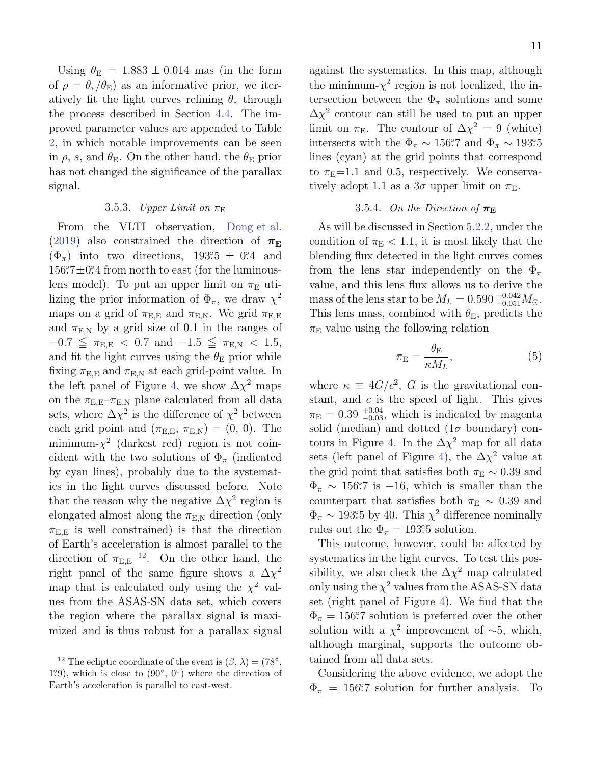Using $\theta_{\rm E} = 1.883 \pm 0.014$ mas (in the form of $\rho = \theta_*/\theta_{\rm E}$) as an informative prior, we iteratively fit the light curves refining $\theta_*$ through the process described in Section 4.4. The improved parameter values are appended to Table 2, in which notable improvements can be seen in $\rho$, $s$, and $\theta_{\rm E}$. On the other hand, the $\theta_{\rm E}$ prior has not changed the significance of the parallax signal.

#### 3.5.3. *Upper Limit on $\pi_{\rm E}$*

From the VLTI observation, Dong et al. (2019) also constrained the direction of $\boldsymbol{\pi}_{\rm E}$ ($\Phi_\pi$) into two directions, $193.^\circ5 \pm 0.^\circ4$ and $156.^\circ7 \pm 0.^\circ4$ from north to east (for the luminous-lens model). To put an upper limit on $\pi_{\rm E}$ utilizing the prior information of $\Phi_\pi$, we draw $\chi^2$ maps on a grid of $\pi_{\rm E,E}$ and $\pi_{\rm E,N}$. We grid $\pi_{\rm E,E}$ and $\pi_{\rm E,N}$ by a grid size of 0.1 in the ranges of $-0.7 \leqq \pi_{\rm E,E} < 0.7$ and $-1.5 \leqq \pi_{\rm E,N} < 1.5$, and fit the light curves using the $\theta_{\rm E}$ prior while fixing $\pi_{\rm E,E}$ and $\pi_{\rm E,N}$ at each grid-point value. In the left panel of Figure 4, we show $\Delta\chi^2$ maps on the $\pi_{\rm E,E}$–$\pi_{\rm E,N}$ plane calculated from all data sets, where $\Delta\chi^2$ is the difference of $\chi^2$ between each grid point and ($\pi_{\rm E,E}$, $\pi_{\rm E,N}$) = (0, 0). The minimum-$\chi^2$ (darkest red) region is not coincident with the two solutions of $\Phi_\pi$ (indicated by cyan lines), probably due to the systematics in the light curves discussed before. Note that the reason why the negative $\Delta\chi^2$ region is elongated almost along the $\pi_{\rm E,N}$ direction (only $\pi_{\rm E,E}$ is well constrained) is that the direction of Earth's acceleration is almost parallel to the direction of $\pi_{\rm E,E}$ [12]. On the other hand, the right panel of the same figure shows a $\Delta\chi^2$ map that is calculated only using the $\chi^2$ values from the ASAS-SN data set, which covers the region where the parallax signal is maximized and is thus robust for a parallax signal against the systematics. In this map, although the minimum-$\chi^2$ region is not localized, the intersection between the $\Phi_\pi$ solutions and some $\Delta\chi^2$ contour can still be used to put an upper limit on $\pi_{\rm E}$. The contour of $\Delta\chi^2 = 9$ (white) intersects with the $\Phi_\pi \sim 156.^\circ7$ and $\Phi_\pi \sim 193.^\circ5$ lines (cyan) at the grid points that correspond to $\pi_{\rm E}$=1.1 and 0.5, respectively. We conservatively adopt 1.1 as a $3\sigma$ upper limit on $\pi_{\rm E}$.

#### 3.5.4. *On the Direction of $\boldsymbol{\pi}_{\rm E}$*

As will be discussed in Section 5.2.2, under the condition of $\pi_{\rm E} < 1.1$, it is most likely that the blending flux detected in the light curves comes from the lens star independently on the $\Phi_\pi$ value, and this lens flux allows us to derive the mass of the lens star to be $M_L = 0.590\,^{+0.042}_{-0.051} M_\odot$. This lens mass, combined with $\theta_{\rm E}$, predicts the $\pi_{\rm E}$ value using the following relation

$$\pi_{\rm E} = \frac{\theta_{\rm E}}{\kappa M_L}, \tag{5}$$

where $\kappa \equiv 4G/c^2$, $G$ is the gravitational constant, and $c$ is the speed of light. This gives $\pi_{\rm E} = 0.39\,^{+0.04}_{-0.03}$, which is indicated by magenta solid (median) and dotted ($1\sigma$ boundary) contours in Figure 4. In the $\Delta\chi^2$ map for all data sets (left panel of Figure 4), the $\Delta\chi^2$ value at the grid point that satisfies both $\pi_{\rm E} \sim 0.39$ and $\Phi_\pi \sim 156.^\circ7$ is $-16$, which is smaller than the counterpart that satisfies both $\pi_{\rm E} \sim 0.39$ and $\Phi_\pi \sim 193.^\circ5$ by 40. This $\chi^2$ difference nominally rules out the $\Phi_\pi = 193.^\circ5$ solution.

This outcome, however, could be affected by systematics in the light curves. To test this possibility, we also check the $\Delta\chi^2$ map calculated only using the $\chi^2$ values from the ASAS-SN data set (right panel of Figure 4). We find that the $\Phi_\pi = 156.^\circ7$ solution is preferred over the other solution with a $\chi^2$ improvement of $\sim$5, which, although marginal, supports the outcome obtained from all data sets.

Considering the above evidence, we adopt the $\Phi_\pi = 156.^\circ7$ solution for further analysis. To

[12] The ecliptic coordinate of the event is $(\beta, \lambda) = (78^\circ, 1.^\circ9)$, which is close to $(90^\circ, 0^\circ)$ where the direction of Earth's acceleration is parallel to east-west.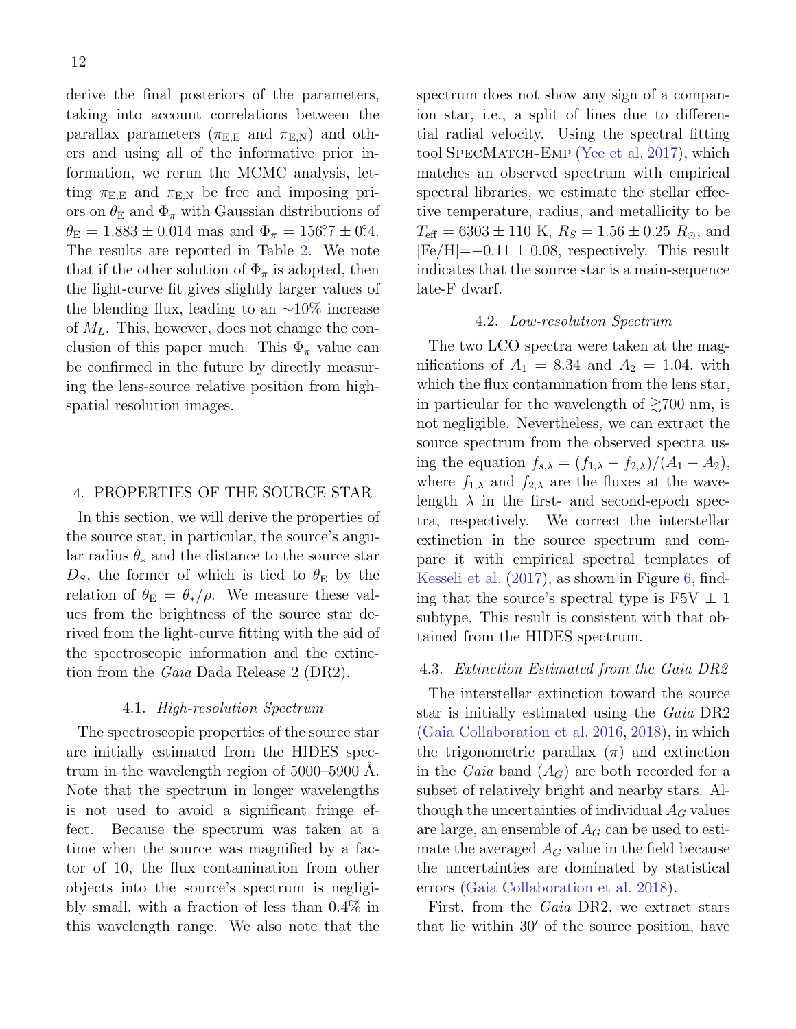derive the final posteriors of the parameters, taking into account correlations between the parallax parameters ($\pi_{\rm E,E}$ and $\pi_{\rm E,N}$) and others and using all of the informative prior information, we rerun the MCMC analysis, letting $\pi_{\rm E,E}$ and $\pi_{\rm E,N}$ be free and imposing priors on $\theta_{\rm E}$ and $\Phi_\pi$ with Gaussian distributions of $\theta_{\rm E} = 1.883 \pm 0.014$ mas and $\Phi_\pi = 156.^\circ7 \pm 0.^\circ4$. The results are reported in Table 2. We note that if the other solution of $\Phi_\pi$ is adopted, then the light-curve fit gives slightly larger values of the blending flux, leading to an $\sim$10% increase of $M_L$. This, however, does not change the conclusion of this paper much. This $\Phi_\pi$ value can be confirmed in the future by directly measuring the lens-source relative position from high-spatial resolution images.

## 4. PROPERTIES OF THE SOURCE STAR

In this section, we will derive the properties of the source star, in particular, the source's angular radius $\theta_*$ and the distance to the source star $D_S$, the former of which is tied to $\theta_{\rm E}$ by the relation of $\theta_{\rm E} = \theta_*/\rho$. We measure these values from the brightness of the source star derived from the light-curve fitting with the aid of the spectroscopic information and the extinction from the *Gaia* Dada Release 2 (DR2).

### 4.1. *High-resolution Spectrum*

The spectroscopic properties of the source star are initially estimated from the HIDES spectrum in the wavelength region of 5000–5900 Å. Note that the spectrum in longer wavelengths is not used to avoid a significant fringe effect. Because the spectrum was taken at a time when the source was magnified by a factor of 10, the flux contamination from other objects into the source's spectrum is negligibly small, with a fraction of less than 0.4% in this wavelength range. We also note that the spectrum does not show any sign of a companion star, i.e., a split of lines due to differential radial velocity. Using the spectral fitting tool SpecMatch-Emp (Yee et al. 2017), which matches an observed spectrum with empirical spectral libraries, we estimate the stellar effective temperature, radius, and metallicity to be $T_{\rm eff} = 6303 \pm 110$ K, $R_S = 1.56 \pm 0.25\ R_\odot$, and [Fe/H]$=-0.11 \pm 0.08$, respectively. This result indicates that the source star is a main-sequence late-F dwarf.

### 4.2. *Low-resolution Spectrum*

The two LCO spectra were taken at the magnifications of $A_1 = 8.34$ and $A_2 = 1.04$, with which the flux contamination from the lens star, in particular for the wavelength of $\gtrsim$700 nm, is not negligible. Nevertheless, we can extract the source spectrum from the observed spectra using the equation $f_{s,\lambda} = (f_{1,\lambda} - f_{2,\lambda})/(A_1 - A_2)$, where $f_{1,\lambda}$ and $f_{2,\lambda}$ are the fluxes at the wavelength $\lambda$ in the first- and second-epoch spectra, respectively. We correct the interstellar extinction in the source spectrum and compare it with empirical spectral templates of Kesseli et al. (2017), as shown in Figure 6, finding that the source's spectral type is F5V $\pm$ 1 subtype. This result is consistent with that obtained from the HIDES spectrum.

### 4.3. *Extinction Estimated from the Gaia DR2*

The interstellar extinction toward the source star is initially estimated using the *Gaia* DR2 (Gaia Collaboration et al. 2016, 2018), in which the trigonometric parallax ($\pi$) and extinction in the *Gaia* band ($A_G$) are both recorded for a subset of relatively bright and nearby stars. Although the uncertainties of individual $A_G$ values are large, an ensemble of $A_G$ can be used to estimate the averaged $A_G$ value in the field because the uncertainties are dominated by statistical errors (Gaia Collaboration et al. 2018).

First, from the *Gaia* DR2, we extract stars that lie within $30'$ of the source position, have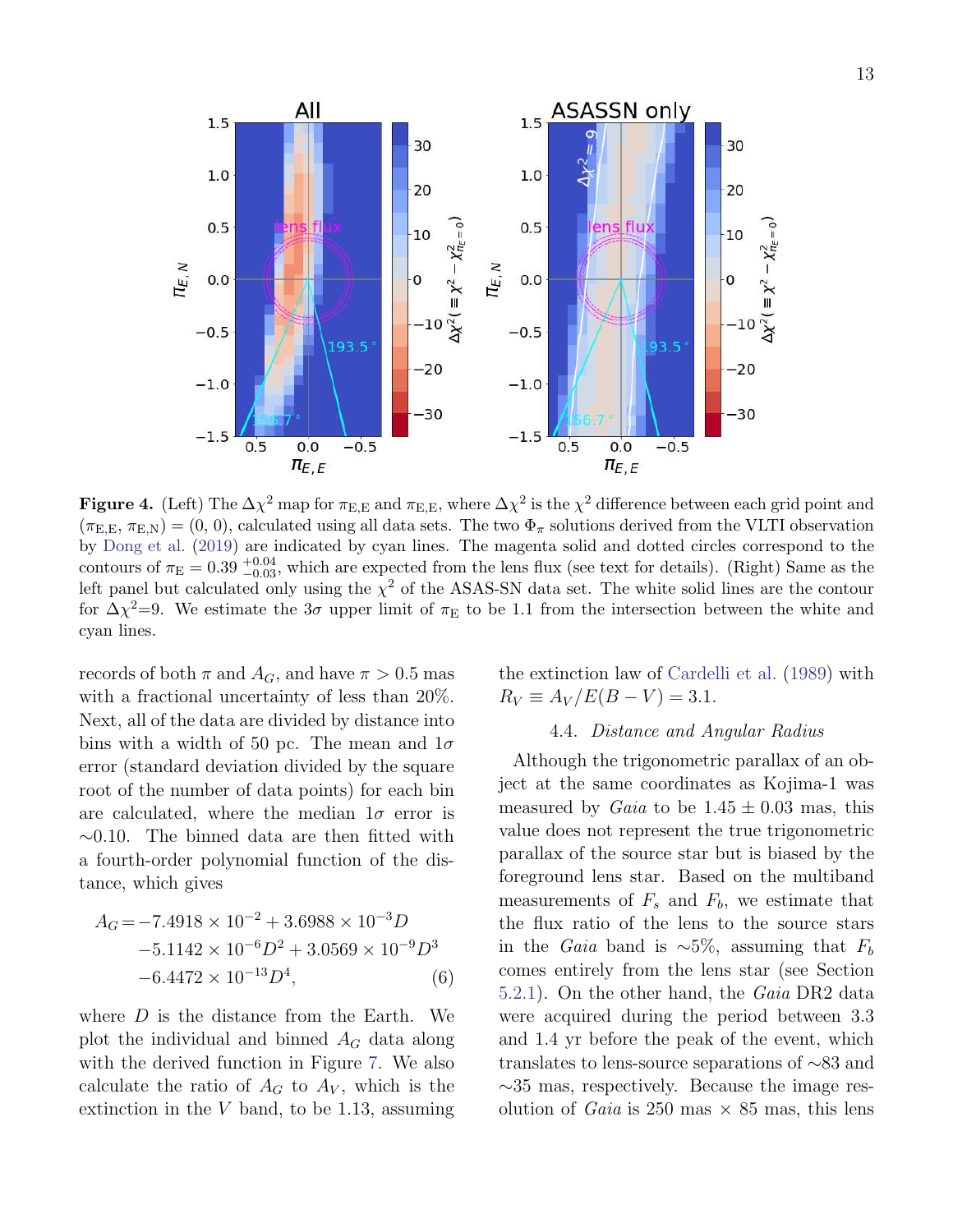**Figure 4.** (Left) The $\Delta\chi^2$ map for $\pi_{\rm E,E}$ and $\pi_{\rm E,E}$, where $\Delta\chi^2$ is the $\chi^2$ difference between each grid point and $(\pi_{\rm E,E}, \pi_{\rm E,N}) = (0, 0)$, calculated using all data sets. The two $\Phi_\pi$ solutions derived from the VLTI observation by Dong et al. (2019) are indicated by cyan lines. The magenta solid and dotted circles correspond to the contours of $\pi_{\rm E} = 0.39^{+0.04}_{-0.03}$, which are expected from the lens flux (see text for details). (Right) Same as the left panel but calculated only using the $\chi^2$ of the ASAS-SN data set. The white solid lines are the contour for $\Delta\chi^2$=9. We estimate the $3\sigma$ upper limit of $\pi_{\rm E}$ to be 1.1 from the intersection between the white and cyan lines.

records of both $\pi$ and $A_G$, and have $\pi > 0.5$ mas with a fractional uncertainty of less than 20%. Next, all of the data are divided by distance into bins with a width of 50 pc. The mean and $1\sigma$ error (standard deviation divided by the square root of the number of data points) for each bin are calculated, where the median $1\sigma$ error is $\sim$0.10. The binned data are then fitted with a fourth-order polynomial function of the distance, which gives

$$
\begin{aligned}
A_G = & -7.4918 \times 10^{-2} + 3.6988 \times 10^{-3} D \\
& -5.1142 \times 10^{-6} D^2 + 3.0569 \times 10^{-9} D^3 \\
& -6.4472 \times 10^{-13} D^4, \qquad (6)
\end{aligned}
$$

where $D$ is the distance from the Earth. We plot the individual and binned $A_G$ data along with the derived function in Figure 7. We also calculate the ratio of $A_G$ to $A_V$, which is the extinction in the $V$ band, to be 1.13, assuming the extinction law of Cardelli et al. (1989) with $R_V \equiv A_V/E(B-V) = 3.1$.

### 4.4. *Distance and Angular Radius*

Although the trigonometric parallax of an object at the same coordinates as Kojima-1 was measured by *Gaia* to be $1.45 \pm 0.03$ mas, this value does not represent the true trigonometric parallax of the source star but is biased by the foreground lens star. Based on the multiband measurements of $F_s$ and $F_b$, we estimate that the flux ratio of the lens to the source stars in the *Gaia* band is $\sim$5%, assuming that $F_b$ comes entirely from the lens star (see Section 5.2.1). On the other hand, the *Gaia* DR2 data were acquired during the period between 3.3 and 1.4 yr before the peak of the event, which translates to lens-source separations of $\sim$83 and $\sim$35 mas, respectively. Because the image resolution of *Gaia* is 250 mas $\times$ 85 mas, this lens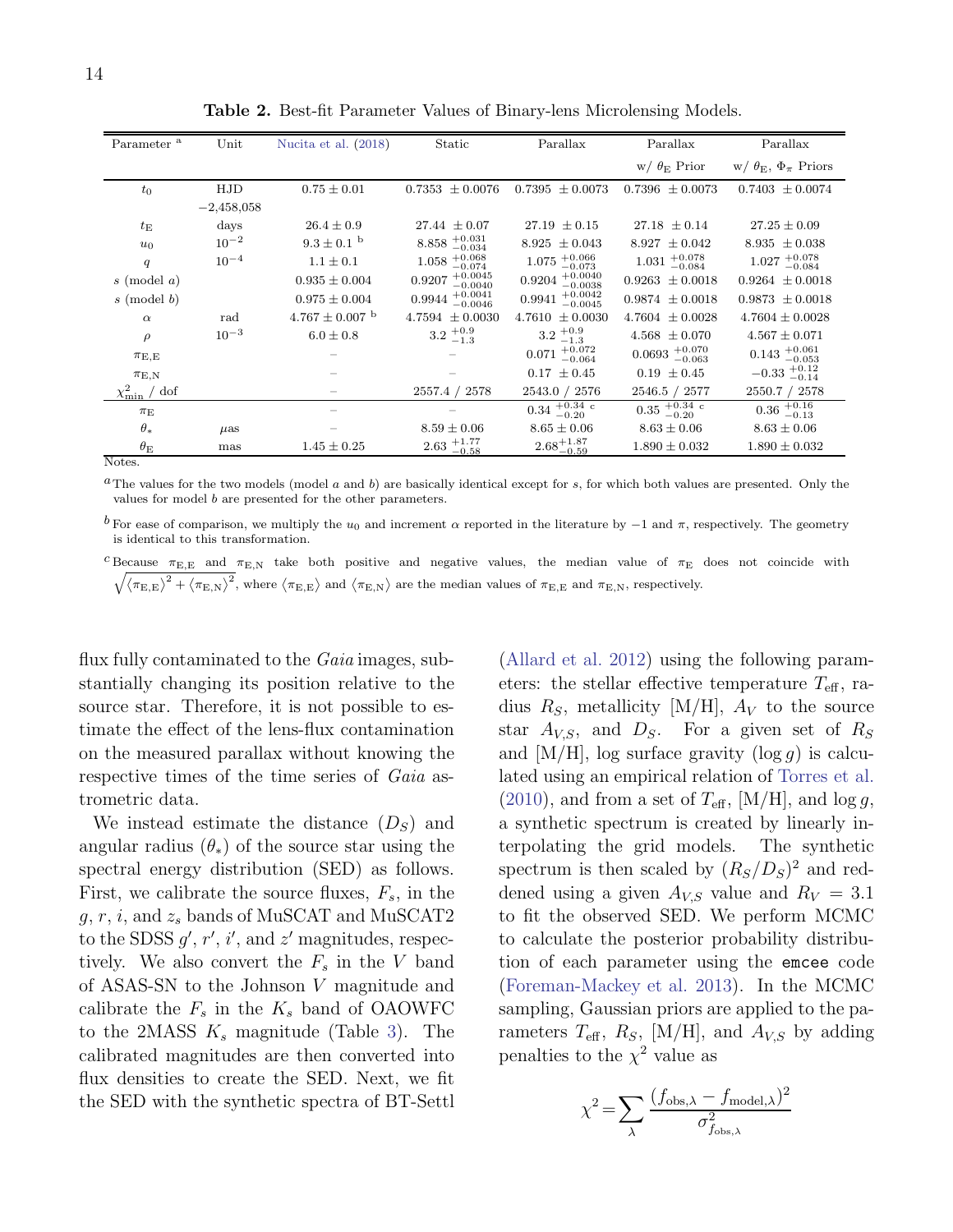**Table 2.** Best-fit Parameter Values of Binary-lens Microlensing Models.

| Parameter [a] | Unit | Nucita et al. (2018) | Static | Parallax | Parallax w/ $\theta_{\rm E}$ Prior | Parallax w/ $\theta_{\rm E}$, $\Phi_\pi$ Priors |
|---|---|---|---|---|---|---|
| $t_0$ | HJD $-2{,}458{,}058$ | $0.75 \pm 0.01$ | $0.7353 \pm 0.0076$ | $0.7395 \pm 0.0073$ | $0.7396 \pm 0.0073$ | $0.7403 \pm 0.0074$ |
| $t_{\rm E}$ | days | $26.4 \pm 0.9$ | $27.44 \pm 0.07$ | $27.19 \pm 0.15$ | $27.18 \pm 0.14$ | $27.25 \pm 0.09$ |
| $u_0$ | $10^{-2}$ | $9.3 \pm 0.1$ [b] | $8.858^{+0.031}_{-0.034}$ | $8.925 \pm 0.043$ | $8.927 \pm 0.042$ | $8.935 \pm 0.038$ |
| $q$ | $10^{-4}$ | $1.1 \pm 0.1$ | $1.058^{+0.068}_{-0.074}$ | $1.075^{+0.066}_{-0.073}$ | $1.031^{+0.078}_{-0.084}$ | $1.027^{+0.078}_{-0.084}$ |
| $s$ (model $a$) | | $0.935 \pm 0.004$ | $0.9207^{+0.0045}_{-0.0040}$ | $0.9204^{+0.0040}_{-0.0038}$ | $0.9263 \pm 0.0018$ | $0.9264 \pm 0.0018$ |
| $s$ (model $b$) | | $0.975 \pm 0.004$ | $0.9944^{+0.0041}_{-0.0046}$ | $0.9941^{+0.0042}_{-0.0045}$ | $0.9874 \pm 0.0018$ | $0.9873 \pm 0.0018$ |
| $\alpha$ | rad | $4.767 \pm 0.007$ [b] | $4.7594 \pm 0.0030$ | $4.7610 \pm 0.0030$ | $4.7604 \pm 0.0028$ | $4.7604 \pm 0.0028$ |
| $\rho$ | $10^{-3}$ | $6.0 \pm 0.8$ | $3.2^{+0.9}_{-1.3}$ | $3.2^{+0.9}_{-1.3}$ | $4.568 \pm 0.070$ | $4.567 \pm 0.071$ |
| $\pi_{\rm E,E}$ | | – | – | $0.071^{+0.072}_{-0.064}$ | $0.0693^{+0.070}_{-0.063}$ | $0.143^{+0.061}_{-0.053}$ |
| $\pi_{\rm E,N}$ | | – | – | $0.17 \pm 0.45$ | $0.19 \pm 0.45$ | $-0.33^{+0.12}_{-0.14}$ |
| $\chi^2_{\rm min}$ / dof | | – | 2557.4 / 2578 | 2543.0 / 2576 | 2546.5 / 2577 | 2550.7 / 2578 |
| $\pi_{\rm E}$ | | – | – | $0.34^{+0.34}_{-0.20}$ [c] | $0.35^{+0.34}_{-0.20}$ [c] | $0.36^{+0.16}_{-0.13}$ |
| $\theta_*$ | $\mu$as | – | $8.59 \pm 0.06$ | $8.65 \pm 0.06$ | $8.63 \pm 0.06$ | $8.63 \pm 0.06$ |
| $\theta_{\rm E}$ | mas | $1.45 \pm 0.25$ | $2.63^{+1.77}_{-0.58}$ | $2.68^{+1.87}_{-0.59}$ | $1.890 \pm 0.032$ | $1.890 \pm 0.032$ |

Notes.

[a] The values for the two models (model $a$ and $b$) are basically identical except for $s$, for which both values are presented. Only the values for model $b$ are presented for the other parameters.

[b] For ease of comparison, we multiply the $u_0$ and increment $\alpha$ reported in the literature by $-1$ and $\pi$, respectively. The geometry is identical to this transformation.

[c] Because $\pi_{\rm E,E}$ and $\pi_{\rm E,N}$ take both positive and negative values, the median value of $\pi_{\rm E}$ does not coincide with $\sqrt{\langle\pi_{\rm E,E}\rangle^2 + \langle\pi_{\rm E,N}\rangle^2}$, where $\langle\pi_{\rm E,E}\rangle$ and $\langle\pi_{\rm E,N}\rangle$ are the median values of $\pi_{\rm E,E}$ and $\pi_{\rm E,N}$, respectively.

flux fully contaminated to the *Gaia* images, substantially changing its position relative to the source star. Therefore, it is not possible to estimate the effect of the lens-flux contamination on the measured parallax without knowing the respective times of the time series of *Gaia* astrometric data.

We instead estimate the distance ($D_S$) and angular radius ($\theta_*$) of the source star using the spectral energy distribution (SED) as follows. First, we calibrate the source fluxes, $F_s$, in the $g$, $r$, $i$, and $z_s$ bands of MuSCAT and MuSCAT2 to the SDSS $g'$, $r'$, $i'$, and $z'$ magnitudes, respectively. We also convert the $F_s$ in the $V$ band of ASAS-SN to the Johnson $V$ magnitude and calibrate the $F_s$ in the $K_s$ band of OAOWFC to the 2MASS $K_s$ magnitude (Table 3). The calibrated magnitudes are then converted into flux densities to create the SED. Next, we fit the SED with the synthetic spectra of BT-Settl (Allard et al. 2012) using the following parameters: the stellar effective temperature $T_{\rm eff}$, radius $R_S$, metallicity [M/H], $A_V$ to the source star $A_{V,S}$, and $D_S$. For a given set of $R_S$ and [M/H], log surface gravity ($\log g$) is calculated using an empirical relation of Torres et al. (2010), and from a set of $T_{\rm eff}$, [M/H], and $\log g$, a synthetic spectrum is created by linearly interpolating the grid models. The synthetic spectrum is then scaled by $(R_S/D_S)^2$ and reddened using a given $A_{V,S}$ value and $R_V = 3.1$ to fit the observed SED. We perform MCMC to calculate the posterior probability distribution of each parameter using the `emcee` code (Foreman-Mackey et al. 2013). In the MCMC sampling, Gaussian priors are applied to the parameters $T_{\rm eff}$, $R_S$, [M/H], and $A_{V,S}$ by adding penalties to the $\chi^2$ value as

$$\chi^2 = \sum_\lambda \frac{(f_{{\rm obs},\lambda} - f_{{\rm model},\lambda})^2}{\sigma^2_{f_{{\rm obs},\lambda}}}$$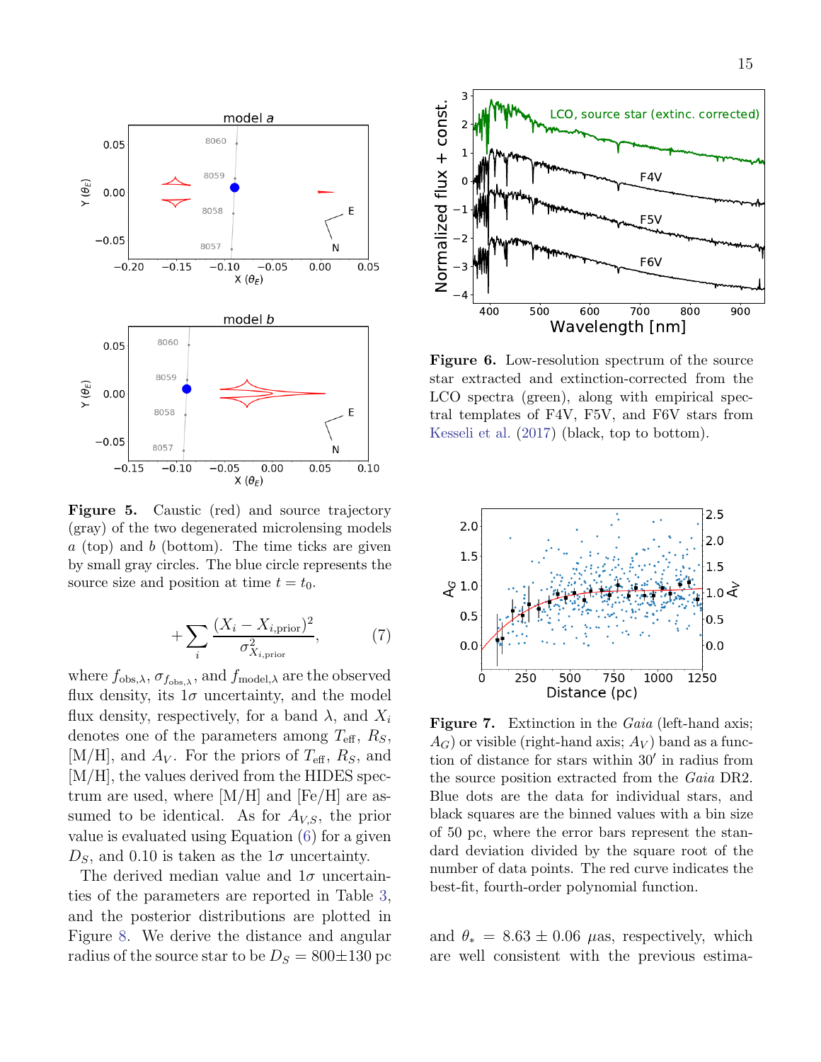**Figure 5.** Caustic (red) and source trajectory (gray) of the two degenerated microlensing models *a* (top) and *b* (bottom). The time ticks are given by small gray circles. The blue circle represents the source size and position at time $t = t_0$.

$$+\sum_i \frac{(X_i - X_{i,\mathrm{prior}})^2}{\sigma^2_{X_{i,\mathrm{prior}}}}, \tag{7}$$

where $f_{\mathrm{obs},\lambda}$, $\sigma_{f_{\mathrm{obs},\lambda}}$, and $f_{\mathrm{model},\lambda}$ are the observed flux density, its $1\sigma$ uncertainty, and the model flux density, respectively, for a band $\lambda$, and $X_i$ denotes one of the parameters among $T_{\mathrm{eff}}$, $R_S$, [M/H], and $A_V$. For the priors of $T_{\mathrm{eff}}$, $R_S$, and [M/H], the values derived from the HIDES spectrum are used, where [M/H] and [Fe/H] are assumed to be identical. As for $A_{V,S}$, the prior value is evaluated using Equation (6) for a given $D_S$, and 0.10 is taken as the $1\sigma$ uncertainty.

The derived median value and $1\sigma$ uncertainties of the parameters are reported in Table 3, and the posterior distributions are plotted in Figure 8. We derive the distance and angular radius of the source star to be $D_S = 800 \pm 130$ pc and $\theta_* = 8.63 \pm 0.06$ $\mu$as, respectively, which are well consistent with the previous estima-

**Figure 6.** Low-resolution spectrum of the source star extracted and extinction-corrected from the LCO spectra (green), along with empirical spectral templates of F4V, F5V, and F6V stars from Kesseli et al. (2017) (black, top to bottom).

**Figure 7.** Extinction in the *Gaia* (left-hand axis; $A_G$) or visible (right-hand axis; $A_V$) band as a function of distance for stars within 30′ in radius from the source position extracted from the *Gaia* DR2. Blue dots are the data for individual stars, and black squares are the binned values with a bin size of 50 pc, where the error bars represent the standard deviation divided by the square root of the number of data points. The red curve indicates the best-fit, fourth-order polynomial function.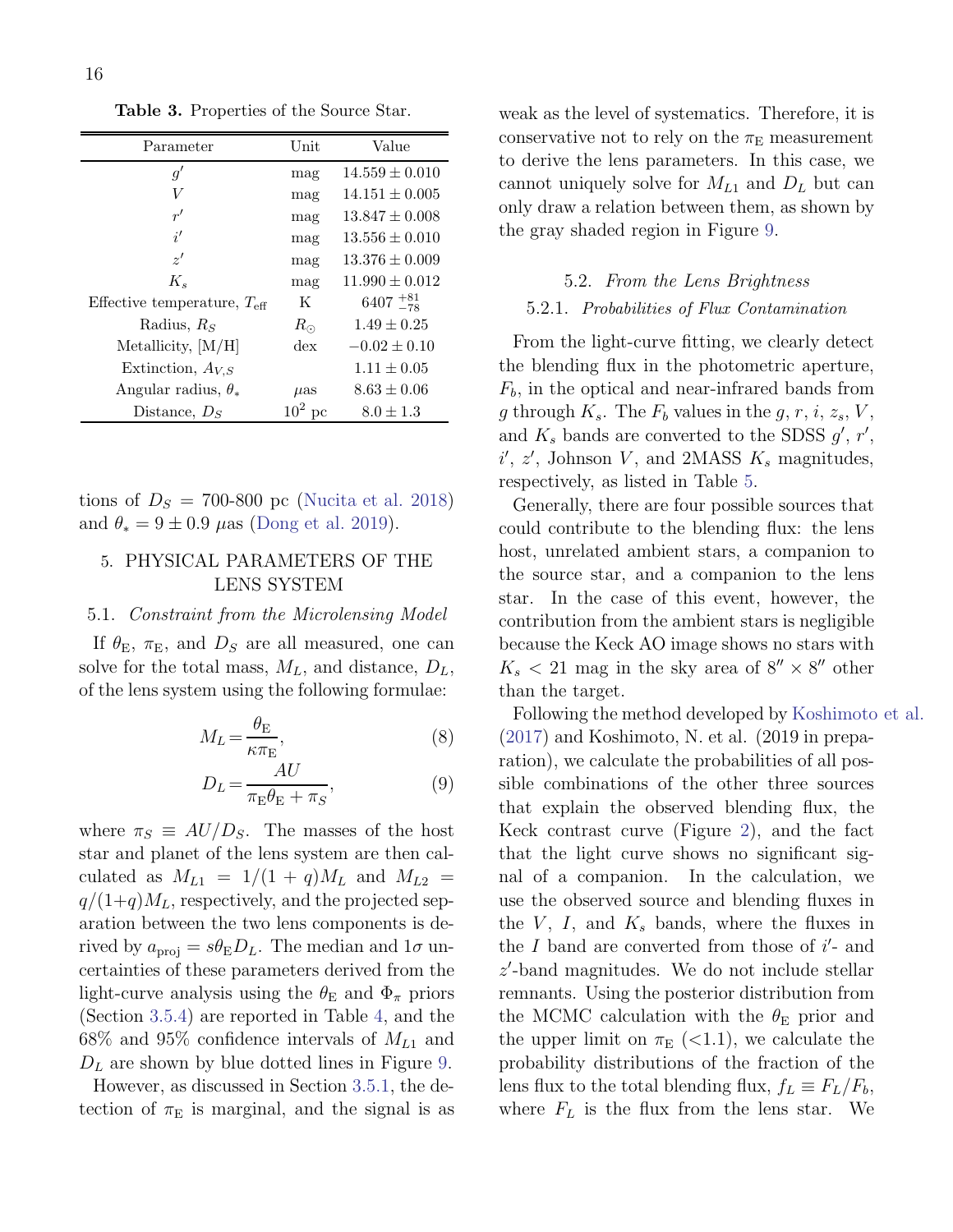**Table 3.** Properties of the Source Star.

| Parameter | Unit | Value |
| --- | --- | --- |
| $g'$ | mag | $14.559 \pm 0.010$ |
| $V$ | mag | $14.151 \pm 0.005$ |
| $r'$ | mag | $13.847 \pm 0.008$ |
| $i'$ | mag | $13.556 \pm 0.010$ |
| $z'$ | mag | $13.376 \pm 0.009$ |
| $K_s$ | mag | $11.990 \pm 0.012$ |
| Effective temperature, $T_{\rm eff}$ | K | $6407\ ^{+81}_{-78}$ |
| Radius, $R_S$ | $R_\odot$ | $1.49 \pm 0.25$ |
| Metallicity, [M/H] | dex | $-0.02 \pm 0.10$ |
| Extinction, $A_{V,S}$ | | $1.11 \pm 0.05$ |
| Angular radius, $\theta_*$ | $\mu$as | $8.63 \pm 0.06$ |
| Distance, $D_S$ | $10^2$ pc | $8.0 \pm 1.3$ |

tions of $D_S$ = 700-800 pc (Nucita et al. 2018) and $\theta_* = 9 \pm 0.9$ $\mu$as (Dong et al. 2019).

## 5. PHYSICAL PARAMETERS OF THE LENS SYSTEM

### 5.1. *Constraint from the Microlensing Model*

If $\theta_{\rm E}$, $\pi_{\rm E}$, and $D_S$ are all measured, one can solve for the total mass, $M_L$, and distance, $D_L$, of the lens system using the following formulae:

$$M_L = \frac{\theta_{\rm E}}{\kappa \pi_{\rm E}}, \tag{8}$$

$$D_L = \frac{AU}{\pi_{\rm E}\theta_{\rm E} + \pi_S}, \tag{9}$$

where $\pi_S \equiv AU/D_S$. The masses of the host star and planet of the lens system are then calculated as $M_{L1} = 1/(1+q)M_L$ and $M_{L2} = q/(1+q)M_L$, respectively, and the projected separation between the two lens components is derived by $a_{\rm proj} = s\theta_{\rm E}D_L$. The median and $1\sigma$ uncertainties of these parameters derived from the light-curve analysis using the $\theta_{\rm E}$ and $\Phi_\pi$ priors (Section 3.5.4) are reported in Table 4, and the 68% and 95% confidence intervals of $M_{L1}$ and $D_L$ are shown by blue dotted lines in Figure 9.

However, as discussed in Section 3.5.1, the detection of $\pi_{\rm E}$ is marginal, and the signal is as weak as the level of systematics. Therefore, it is conservative not to rely on the $\pi_{\rm E}$ measurement to derive the lens parameters. In this case, we cannot uniquely solve for $M_{L1}$ and $D_L$ but can only draw a relation between them, as shown by the gray shaded region in Figure 9.

### 5.2. *From the Lens Brightness*

#### 5.2.1. *Probabilities of Flux Contamination*

From the light-curve fitting, we clearly detect the blending flux in the photometric aperture, $F_b$, in the optical and near-infrared bands from $g$ through $K_s$. The $F_b$ values in the $g$, $r$, $i$, $z_s$, $V$, and $K_s$ bands are converted to the SDSS $g'$, $r'$, $i'$, $z'$, Johnson $V$, and 2MASS $K_s$ magnitudes, respectively, as listed in Table 5.

Generally, there are four possible sources that could contribute to the blending flux: the lens host, unrelated ambient stars, a companion to the source star, and a companion to the lens star. In the case of this event, however, the contribution from the ambient stars is negligible because the Keck AO image shows no stars with $K_s < 21$ mag in the sky area of $8'' \times 8''$ other than the target.

Following the method developed by Koshimoto et al. (2017) and Koshimoto, N. et al. (2019 in preparation), we calculate the probabilities of all possible combinations of the other three sources that explain the observed blending flux, the Keck contrast curve (Figure 2), and the fact that the light curve shows no significant signal of a companion. In the calculation, we use the observed source and blending fluxes in the $V$, $I$, and $K_s$ bands, where the fluxes in the $I$ band are converted from those of $i'$- and $z'$-band magnitudes. We do not include stellar remnants. Using the posterior distribution from the MCMC calculation with the $\theta_{\rm E}$ prior and the upper limit on $\pi_{\rm E}$ (<1.1), we calculate the probability distributions of the fraction of the lens flux to the total blending flux, $f_L \equiv F_L/F_b$, where $F_L$ is the flux from the lens star. We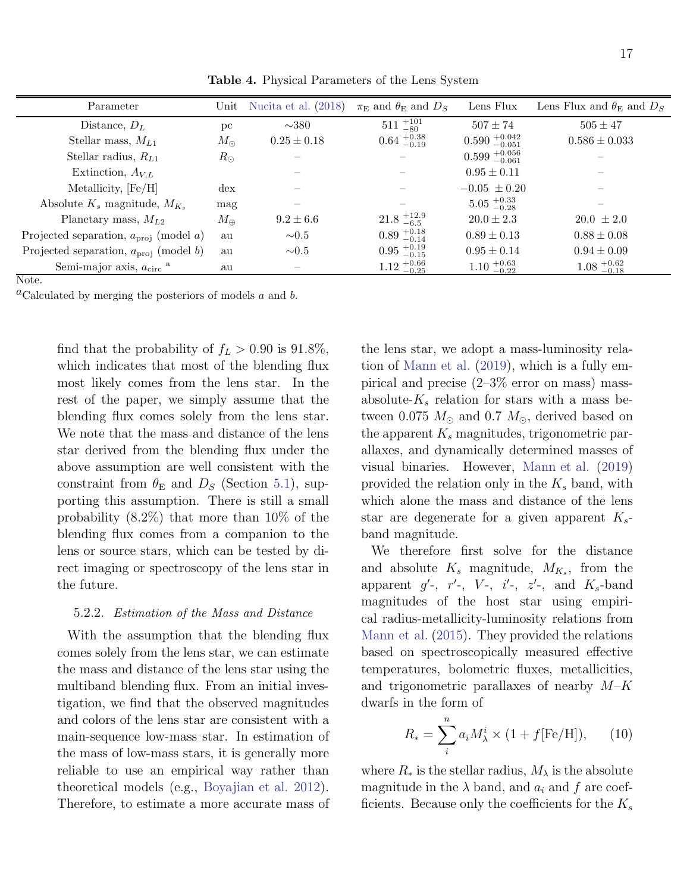**Table 4.** Physical Parameters of the Lens System

| Parameter | Unit | Nucita et al. (2018) | $\pi_{\rm E}$ and $\theta_{\rm E}$ and $D_S$ | Lens Flux | Lens Flux and $\theta_{\rm E}$ and $D_S$ |
|---|---|---|---|---|---|
| Distance, $D_L$ | pc | $\sim$380 | $511\ ^{+101}_{-80}$ | $507 \pm 74$ | $505 \pm 47$ |
| Stellar mass, $M_{L1}$ | $M_\odot$ | $0.25 \pm 0.18$ | $0.64\ ^{+0.38}_{-0.19}$ | $0.590\ ^{+0.042}_{-0.051}$ | $0.586 \pm 0.033$ |
| Stellar radius, $R_{L1}$ | $R_\odot$ | – | – | $0.599\ ^{+0.056}_{-0.061}$ | – |
| Extinction, $A_{V,L}$ | | – | – | $0.95 \pm 0.11$ | – |
| Metallicity, [Fe/H] | dex | – | – | $-0.05\ \pm 0.20$ | – |
| Absolute $K_s$ magnitude, $M_{K_s}$ | mag | – | – | $5.05\ ^{+0.33}_{-0.28}$ | – |
| Planetary mass, $M_{L2}$ | $M_\oplus$ | $9.2 \pm 6.6$ | $21.8\ ^{+12.9}_{-6.5}$ | $20.0 \pm 2.3$ | $20.0\ \pm 2.0$ |
| Projected separation, $a_{\rm proj}$ (model *a*) | au | $\sim$0.5 | $0.89\ ^{+0.18}_{-0.14}$ | $0.89 \pm 0.13$ | $0.88 \pm 0.08$ |
| Projected separation, $a_{\rm proj}$ (model *b*) | au | $\sim$0.5 | $0.95\ ^{+0.19}_{-0.15}$ | $0.95 \pm 0.14$ | $0.94 \pm 0.09$ |
| Semi-major axis, $a_{\rm circ}$ [a] | au | – | $1.12\ ^{+0.66}_{-0.25}$ | $1.10\ ^{+0.63}_{-0.22}$ | $1.08\ ^{+0.62}_{-0.18}$ |

Note.

[a]Calculated by merging the posteriors of models *a* and *b*.

find that the probability of $f_L > 0.90$ is 91.8%, which indicates that most of the blending flux most likely comes from the lens star. In the rest of the paper, we simply assume that the blending flux comes solely from the lens star. We note that the mass and distance of the lens star derived from the blending flux under the above assumption are well consistent with the constraint from $\theta_{\rm E}$ and $D_S$ (Section 5.1), supporting this assumption. There is still a small probability (8.2%) that more than 10% of the blending flux comes from a companion to the lens or source stars, which can be tested by direct imaging or spectroscopy of the lens star in the future.

#### 5.2.2. *Estimation of the Mass and Distance*

With the assumption that the blending flux comes solely from the lens star, we can estimate the mass and distance of the lens star using the multiband blending flux. From an initial investigation, we find that the observed magnitudes and colors of the lens star are consistent with a main-sequence low-mass star. In estimation of the mass of low-mass stars, it is generally more reliable to use an empirical way rather than theoretical models (e.g., Boyajian et al. 2012). Therefore, to estimate a more accurate mass of the lens star, we adopt a mass-luminosity relation of Mann et al. (2019), which is a fully empirical and precise (2–3% error on mass) mass-absolute-$K_s$ relation for stars with a mass between 0.075 $M_\odot$ and 0.7 $M_\odot$, derived based on the apparent $K_s$ magnitudes, trigonometric parallaxes, and dynamically determined masses of visual binaries. However, Mann et al. (2019) provided the relation only in the $K_s$ band, with which alone the mass and distance of the lens star are degenerate for a given apparent $K_s$-band magnitude.

We therefore first solve for the distance and absolute $K_s$ magnitude, $M_{K_s}$, from the apparent $g'$-, $r'$-, $V$-, $i'$-, $z'$-, and $K_s$-band magnitudes of the host star using empirical radius-metallicity-luminosity relations from Mann et al. (2015). They provided the relations based on spectroscopically measured effective temperatures, bolometric fluxes, metallicities, and trigonometric parallaxes of nearby $M$–$K$ dwarfs in the form of

$$R_* = \sum_i^n a_i M_\lambda^i \times (1 + f[\mathrm{Fe/H}]), \qquad (10)$$

where $R_*$ is the stellar radius, $M_\lambda$ is the absolute magnitude in the $\lambda$ band, and $a_i$ and $f$ are coefficients. Because only the coefficients for the $K_s$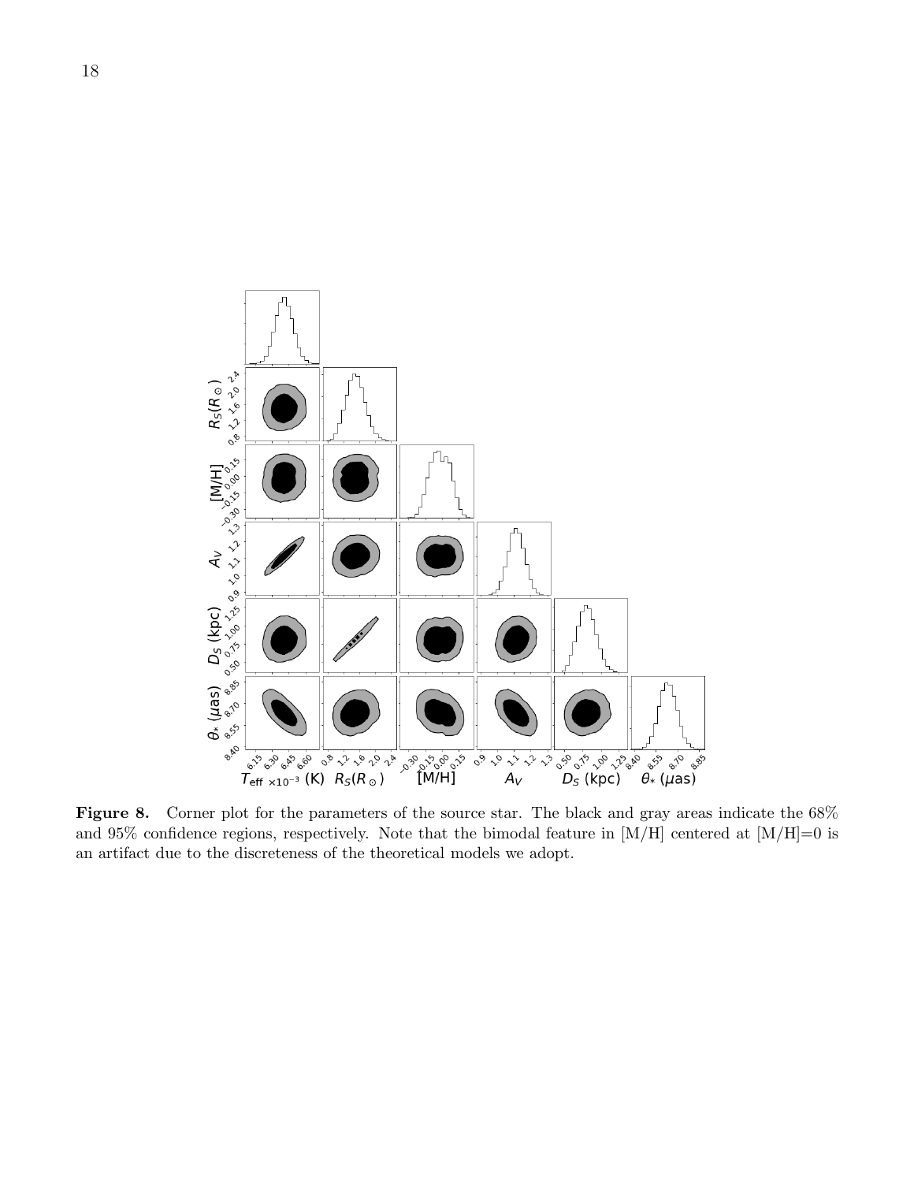**Figure 8.** Corner plot for the parameters of the source star. The black and gray areas indicate the 68% and 95% confidence regions, respectively. Note that the bimodal feature in [M/H] centered at [M/H]=0 is an artifact due to the discreteness of the theoretical models we adopt.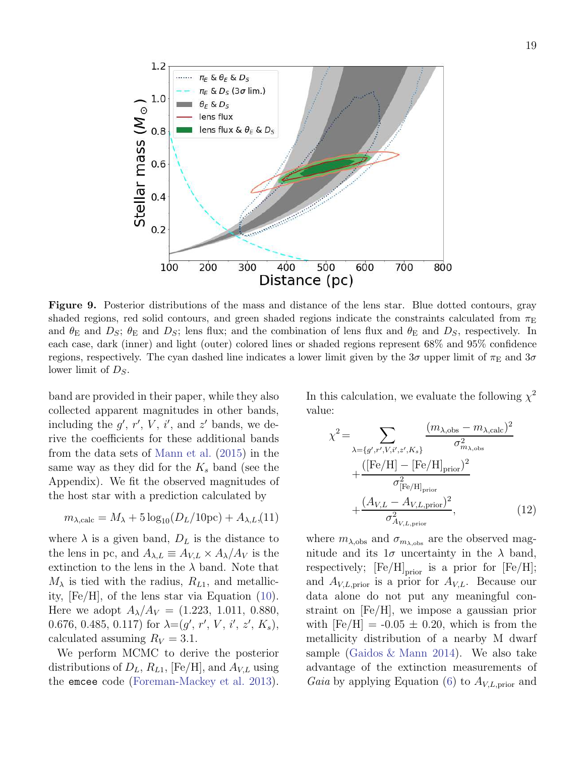**Figure 9.** Posterior distributions of the mass and distance of the lens star. Blue dotted contours, gray shaded regions, red solid contours, and green shaded regions indicate the constraints calculated from $\pi_{\rm E}$ and $\theta_{\rm E}$ and $D_S$; $\theta_{\rm E}$ and $D_S$; lens flux; and the combination of lens flux and $\theta_{\rm E}$ and $D_S$, respectively. In each case, dark (inner) and light (outer) colored lines or shaded regions represent 68% and 95% confidence regions, respectively. The cyan dashed line indicates a lower limit given by the $3\sigma$ upper limit of $\pi_{\rm E}$ and $3\sigma$ lower limit of $D_S$.

band are provided in their paper, while they also collected apparent magnitudes in other bands, including the $g'$, $r'$, $V$, $i'$, and $z'$ bands, we derive the coefficients for these additional bands from the data sets of Mann et al. (2015) in the same way as they did for the $K_s$ band (see the Appendix). We fit the observed magnitudes of the host star with a prediction calculated by

$$m_{\lambda,\rm calc} = M_\lambda + 5\log_{10}(D_L/10{\rm pc}) + A_{\lambda,L}, \tag{11}$$

where $\lambda$ is a given band, $D_L$ is the distance to the lens in pc, and $A_{\lambda,L} \equiv A_{V,L} \times A_\lambda/A_V$ is the extinction to the lens in the $\lambda$ band. Note that $M_\lambda$ is tied with the radius, $R_{L1}$, and metallicity, [Fe/H], of the lens star via Equation (10). Here we adopt $A_\lambda/A_V$ = (1.223, 1.011, 0.880, 0.676, 0.485, 0.117) for $\lambda$=($g'$, $r'$, $V$, $i'$, $z'$, $K_s$), calculated assuming $R_V = 3.1$.

We perform MCMC to derive the posterior distributions of $D_L$, $R_{L1}$, [Fe/H], and $A_{V,L}$ using the `emcee` code (Foreman-Mackey et al. 2013). In this calculation, we evaluate the following $\chi^2$ value:

$$\chi^2 = \sum_{\lambda=\{g',r',V,i',z',K_s\}} \frac{(m_{\lambda,\rm obs} - m_{\lambda,\rm calc})^2}{\sigma^2_{m_{\lambda,\rm obs}}} + \frac{([{\rm Fe/H}] - [{\rm Fe/H}]_{\rm prior})^2}{\sigma^2_{[{\rm Fe/H}]_{\rm prior}}} + \frac{(A_{V,L} - A_{V,L,\rm prior})^2}{\sigma^2_{A_{V,L,\rm prior}}}, \tag{12}$$

where $m_{\lambda,\rm obs}$ and $\sigma_{m_{\lambda,\rm obs}}$ are the observed magnitude and its $1\sigma$ uncertainty in the $\lambda$ band, respectively; $[{\rm Fe/H}]_{\rm prior}$ is a prior for [Fe/H]; and $A_{V,L,\rm prior}$ is a prior for $A_{V,L}$. Because our data alone do not put any meaningful constraint on [Fe/H], we impose a gaussian prior with [Fe/H] = -0.05 ± 0.20, which is from the metallicity distribution of a nearby M dwarf sample (Gaidos & Mann 2014). We also take advantage of the extinction measurements of *Gaia* by applying Equation (6) to $A_{V,L,\rm prior}$ and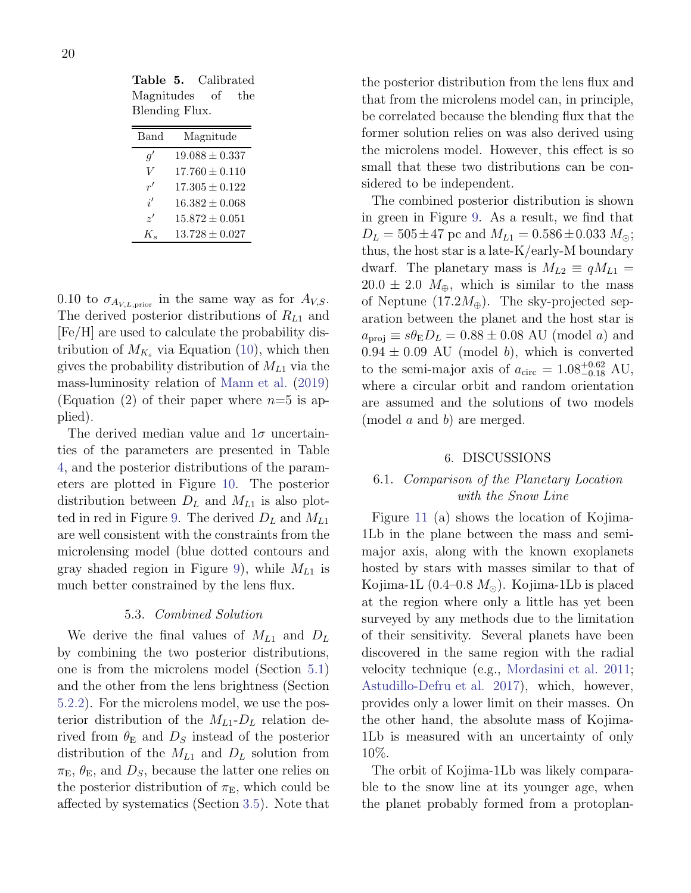**Table 5.** Calibrated Magnitudes of the Blending Flux.

| Band | Magnitude |
| --- | --- |
| $g'$ | $19.088 \pm 0.337$ |
| $V$ | $17.760 \pm 0.110$ |
| $r'$ | $17.305 \pm 0.122$ |
| $i'$ | $16.382 \pm 0.068$ |
| $z'$ | $15.872 \pm 0.051$ |
| $K_s$ | $13.728 \pm 0.027$ |

0.10 to $\sigma_{A_{V,L,\rm prior}}$ in the same way as for $A_{V,S}$. The derived posterior distributions of $R_{L1}$ and [Fe/H] are used to calculate the probability distribution of $M_{K_s}$ via Equation (10), which then gives the probability distribution of $M_{L1}$ via the mass-luminosity relation of Mann et al. (2019) (Equation (2) of their paper where $n$=5 is applied).

The derived median value and $1\sigma$ uncertainties of the parameters are presented in Table 4, and the posterior distributions of the parameters are plotted in Figure 10. The posterior distribution between $D_L$ and $M_{L1}$ is also plotted in red in Figure 9. The derived $D_L$ and $M_{L1}$ are well consistent with the constraints from the microlensing model (blue dotted contours and gray shaded region in Figure 9), while $M_{L1}$ is much better constrained by the lens flux.

### 5.3. *Combined Solution*

We derive the final values of $M_{L1}$ and $D_L$ by combining the two posterior distributions, one is from the microlens model (Section 5.1) and the other from the lens brightness (Section 5.2.2). For the microlens model, we use the posterior distribution of the $M_{L1}$-$D_L$ relation derived from $\theta_{\rm E}$ and $D_S$ instead of the posterior distribution of the $M_{L1}$ and $D_L$ solution from $\pi_{\rm E}$, $\theta_{\rm E}$, and $D_S$, because the latter one relies on the posterior distribution of $\pi_{\rm E}$, which could be affected by systematics (Section 3.5). Note that the posterior distribution from the lens flux and that from the microlens model can, in principle, be correlated because the blending flux that the former solution relies on was also derived using the microlens model. However, this effect is so small that these two distributions can be considered to be independent.

The combined posterior distribution is shown in green in Figure 9. As a result, we find that $D_L = 505 \pm 47$ pc and $M_{L1} = 0.586 \pm 0.033\ M_\odot$; thus, the host star is a late-K/early-M boundary dwarf. The planetary mass is $M_{L2} \equiv qM_{L1} = 20.0 \pm 2.0\ M_\oplus$, which is similar to the mass of Neptune ($17.2 M_\oplus$). The sky-projected separation between the planet and the host star is $a_{\rm proj} \equiv s\theta_{\rm E} D_L = 0.88 \pm 0.08$ AU (model $a$) and $0.94 \pm 0.09$ AU (model $b$), which is converted to the semi-major axis of $a_{\rm circ} = 1.08^{+0.62}_{-0.18}$ AU, where a circular orbit and random orientation are assumed and the solutions of two models (model $a$ and $b$) are merged.

## 6. DISCUSSIONS

### 6.1. *Comparison of the Planetary Location with the Snow Line*

Figure 11 (a) shows the location of Kojima-1Lb in the plane between the mass and semi-major axis, along with the known exoplanets hosted by stars with masses similar to that of Kojima-1L (0.4–0.8 $M_\odot$). Kojima-1Lb is placed at the region where only a little has yet been surveyed by any methods due to the limitation of their sensitivity. Several planets have been discovered in the same region with the radial velocity technique (e.g., Mordasini et al. 2011; Astudillo-Defru et al. 2017), which, however, provides only a lower limit on their masses. On the other hand, the absolute mass of Kojima-1Lb is measured with an uncertainty of only 10%.

The orbit of Kojima-1Lb was likely comparable to the snow line at its younger age, when the planet probably formed from a protoplan-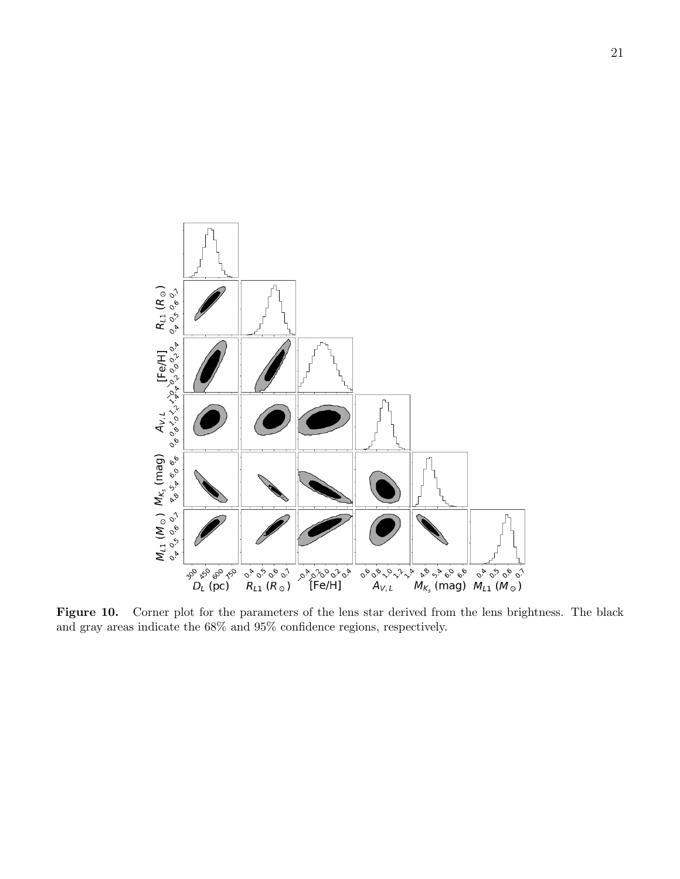**Figure 10.** Corner plot for the parameters of the lens star derived from the lens brightness. The black and gray areas indicate the 68% and 95% confidence regions, respectively.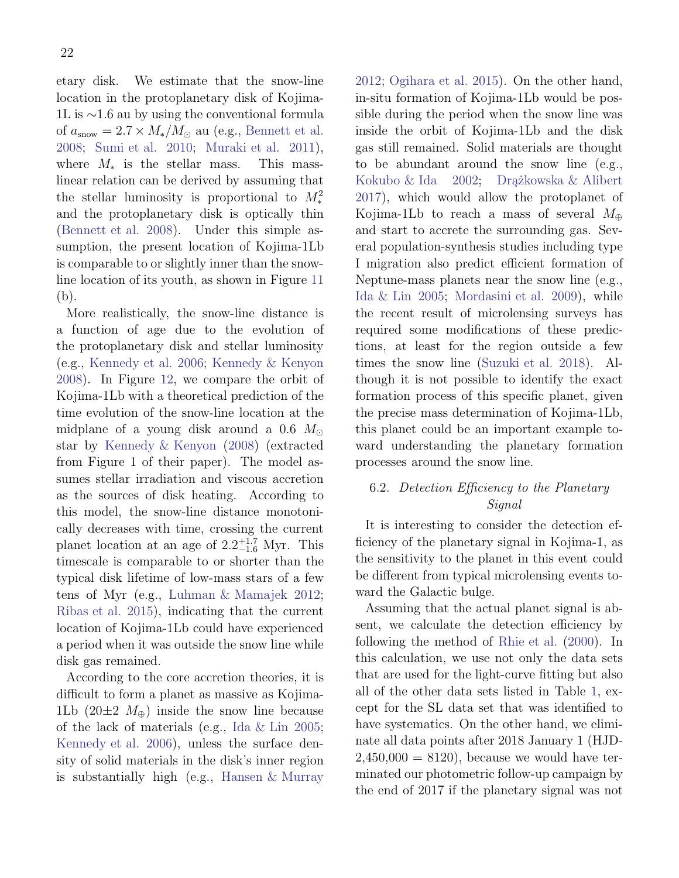etary disk. We estimate that the snow-line location in the protoplanetary disk of Kojima-1L is ∼1.6 au by using the conventional formula of $a_{\rm snow} = 2.7 \times M_*/M_\odot$ au (e.g., Bennett et al. 2008; Sumi et al. 2010; Muraki et al. 2011), where $M_*$ is the stellar mass. This mass-linear relation can be derived by assuming that the stellar luminosity is proportional to $M_*^2$ and the protoplanetary disk is optically thin (Bennett et al. 2008). Under this simple assumption, the present location of Kojima-1Lb is comparable to or slightly inner than the snow-line location of its youth, as shown in Figure 11 (b).

More realistically, the snow-line distance is a function of age due to the evolution of the protoplanetary disk and stellar luminosity (e.g., Kennedy et al. 2006; Kennedy & Kenyon 2008). In Figure 12, we compare the orbit of Kojima-1Lb with a theoretical prediction of the time evolution of the snow-line location at the midplane of a young disk around a 0.6 $M_\odot$ star by Kennedy & Kenyon (2008) (extracted from Figure 1 of their paper). The model assumes stellar irradiation and viscous accretion as the sources of disk heating. According to this model, the snow-line distance monotonically decreases with time, crossing the current planet location at an age of $2.2^{+1.7}_{-1.6}$ Myr. This timescale is comparable to or shorter than the typical disk lifetime of low-mass stars of a few tens of Myr (e.g., Luhman & Mamajek 2012; Ribas et al. 2015), indicating that the current location of Kojima-1Lb could have experienced a period when it was outside the snow line while disk gas remained.

According to the core accretion theories, it is difficult to form a planet as massive as Kojima-1Lb ($20\pm2$ $M_\oplus$) inside the snow line because of the lack of materials (e.g., Ida & Lin 2005; Kennedy et al. 2006), unless the surface density of solid materials in the disk's inner region is substantially high (e.g., Hansen & Murray 2012; Ogihara et al. 2015). On the other hand, in-situ formation of Kojima-1Lb would be possible during the period when the snow line was inside the orbit of Kojima-1Lb and the disk gas still remained. Solid materials are thought to be abundant around the snow line (e.g., Kokubo & Ida 2002; Drążkowska & Alibert 2017), which would allow the protoplanet of Kojima-1Lb to reach a mass of several $M_\oplus$ and start to accrete the surrounding gas. Several population-synthesis studies including type I migration also predict efficient formation of Neptune-mass planets near the snow line (e.g., Ida & Lin 2005; Mordasini et al. 2009), while the recent result of microlensing surveys has required some modifications of these predictions, at least for the region outside a few times the snow line (Suzuki et al. 2018). Although it is not possible to identify the exact formation process of this specific planet, given the precise mass determination of Kojima-1Lb, this planet could be an important example toward understanding the planetary formation processes around the snow line.

### 6.2. *Detection Efficiency to the Planetary Signal*

It is interesting to consider the detection efficiency of the planetary signal in Kojima-1, as the sensitivity to the planet in this event could be different from typical microlensing events toward the Galactic bulge.

Assuming that the actual planet signal is absent, we calculate the detection efficiency by following the method of Rhie et al. (2000). In this calculation, we use not only the data sets that are used for the light-curve fitting but also all of the other data sets listed in Table 1, except for the SL data set that was identified to have systematics. On the other hand, we eliminate all data points after 2018 January 1 (HJD-2,450,000 = 8120), because we would have terminated our photometric follow-up campaign by the end of 2017 if the planetary signal was not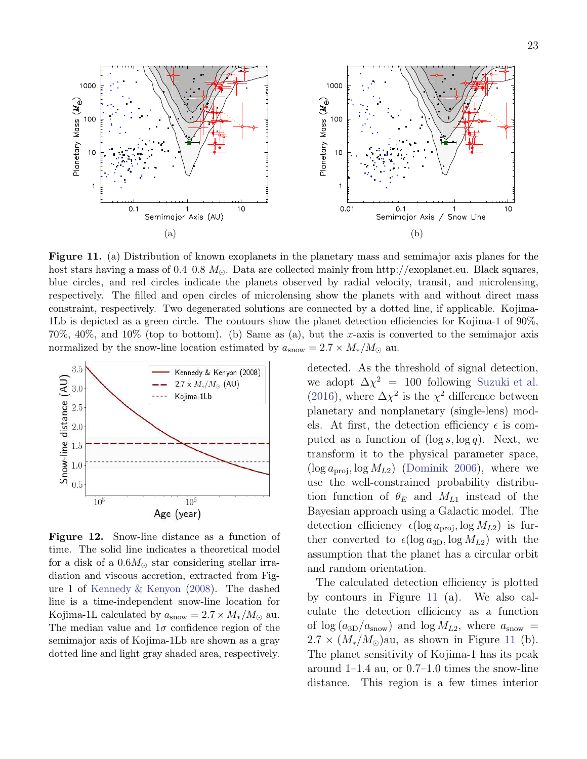**Figure 11.** (a) Distribution of known exoplanets in the planetary mass and semimajor axis planes for the host stars having a mass of 0.4–0.8 $M_\odot$. Data are collected mainly from http://exoplanet.eu. Black squares, blue circles, and red circles indicate the planets observed by radial velocity, transit, and microlensing, respectively. The filled and open circles of microlensing show the planets with and without direct mass constraint, respectively. Two degenerated solutions are connected by a dotted line, if applicable. Kojima-1Lb is depicted as a green circle. The contours show the planet detection efficiencies for Kojima-1 of 90%, 70%, 40%, and 10% (top to bottom). (b) Same as (a), but the $x$-axis is converted to the semimajor axis normalized by the snow-line location estimated by $a_{\rm snow} = 2.7 \times M_*/M_\odot$ au.

**Figure 12.** Snow-line distance as a function of time. The solid line indicates a theoretical model for a disk of a $0.6 M_\odot$ star considering stellar irradiation and viscous accretion, extracted from Figure 1 of Kennedy & Kenyon (2008). The dashed line is a time-independent snow-line location for Kojima-1L calculated by $a_{\rm snow} = 2.7 \times M_*/M_\odot$ au. The median value and $1\sigma$ confidence region of the semimajor axis of Kojima-1Lb are shown as a gray dotted line and light gray shaded area, respectively.

detected. As the threshold of signal detection, we adopt $\Delta\chi^2 = 100$ following Suzuki et al. (2016), where $\Delta\chi^2$ is the $\chi^2$ difference between planetary and nonplanetary (single-lens) models. At first, the detection efficiency $\epsilon$ is computed as a function of $(\log s, \log q)$. Next, we transform it to the physical parameter space, $(\log a_{\rm proj}, \log M_{L2})$ (Dominik 2006), where we use the well-constrained probability distribution function of $\theta_E$ and $M_{L1}$ instead of the Bayesian approach using a Galactic model. The detection efficiency $\epsilon(\log a_{\rm proj}, \log M_{L2})$ is further converted to $\epsilon(\log a_{\rm 3D}, \log M_{L2})$ with the assumption that the planet has a circular orbit and random orientation.

The calculated detection efficiency is plotted by contours in Figure 11 (a). We also calculate the detection efficiency as a function of $\log(a_{\rm 3D}/a_{\rm snow})$ and $\log M_{L2}$, where $a_{\rm snow} = 2.7 \times (M_*/M_\odot)$au, as shown in Figure 11 (b). The planet sensitivity of Kojima-1 has its peak around 1–1.4 au, or 0.7–1.0 times the snow-line distance. This region is a few times interior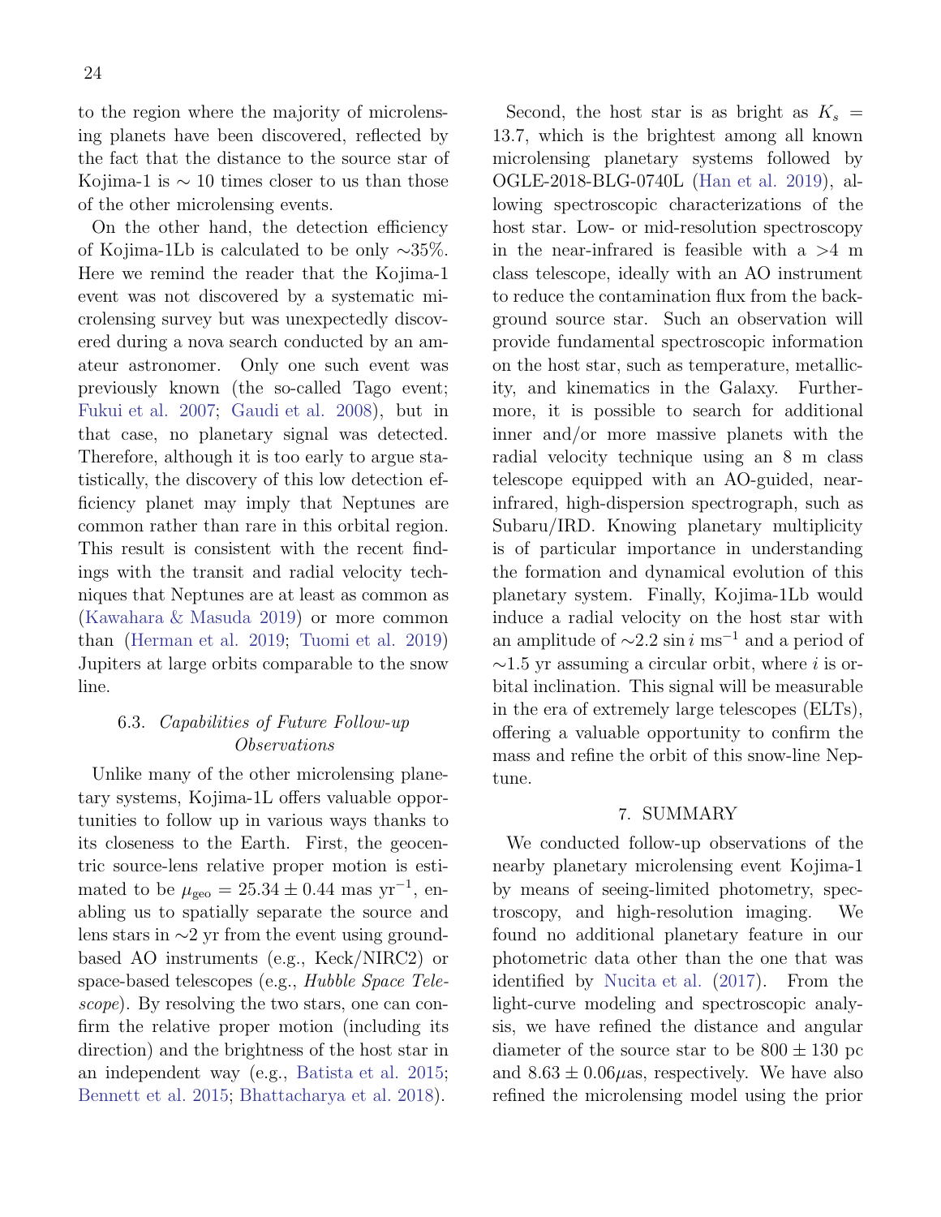to the region where the majority of microlensing planets have been discovered, reflected by the fact that the distance to the source star of Kojima-1 is $\sim 10$ times closer to us than those of the other microlensing events.

On the other hand, the detection efficiency of Kojima-1Lb is calculated to be only $\sim$35%. Here we remind the reader that the Kojima-1 event was not discovered by a systematic microlensing survey but was unexpectedly discovered during a nova search conducted by an amateur astronomer. Only one such event was previously known (the so-called Tago event; Fukui et al. 2007; Gaudi et al. 2008), but in that case, no planetary signal was detected. Therefore, although it is too early to argue statistically, the discovery of this low detection efficiency planet may imply that Neptunes are common rather than rare in this orbital region. This result is consistent with the recent findings with the transit and radial velocity techniques that Neptunes are at least as common as (Kawahara & Masuda 2019) or more common than (Herman et al. 2019; Tuomi et al. 2019) Jupiters at large orbits comparable to the snow line.

### 6.3. *Capabilities of Future Follow-up Observations*

Unlike many of the other microlensing planetary systems, Kojima-1L offers valuable opportunities to follow up in various ways thanks to its closeness to the Earth. First, the geocentric source-lens relative proper motion is estimated to be $\mu_{\rm geo} = 25.34 \pm 0.44$ mas yr$^{-1}$, enabling us to spatially separate the source and lens stars in $\sim$2 yr from the event using ground-based AO instruments (e.g., Keck/NIRC2) or space-based telescopes (e.g., *Hubble Space Telescope*). By resolving the two stars, one can confirm the relative proper motion (including its direction) and the brightness of the host star in an independent way (e.g., Batista et al. 2015; Bennett et al. 2015; Bhattacharya et al. 2018).

Second, the host star is as bright as $K_s = 13.7$, which is the brightest among all known microlensing planetary systems followed by OGLE-2018-BLG-0740L (Han et al. 2019), allowing spectroscopic characterizations of the host star. Low- or mid-resolution spectroscopy in the near-infrared is feasible with a >4 m class telescope, ideally with an AO instrument to reduce the contamination flux from the background source star. Such an observation will provide fundamental spectroscopic information on the host star, such as temperature, metallicity, and kinematics in the Galaxy. Furthermore, it is possible to search for additional inner and/or more massive planets with the radial velocity technique using an 8 m class telescope equipped with an AO-guided, near-infrared, high-dispersion spectrograph, such as Subaru/IRD. Knowing planetary multiplicity is of particular importance in understanding the formation and dynamical evolution of this planetary system. Finally, Kojima-1Lb would induce a radial velocity on the host star with an amplitude of $\sim$2.2 $\sin i$ ms$^{-1}$ and a period of $\sim$1.5 yr assuming a circular orbit, where $i$ is orbital inclination. This signal will be measurable in the era of extremely large telescopes (ELTs), offering a valuable opportunity to confirm the mass and refine the orbit of this snow-line Neptune.

## 7. SUMMARY

We conducted follow-up observations of the nearby planetary microlensing event Kojima-1 by means of seeing-limited photometry, spectroscopy, and high-resolution imaging. We found no additional planetary feature in our photometric data other than the one that was identified by Nucita et al. (2017). From the light-curve modeling and spectroscopic analysis, we have refined the distance and angular diameter of the source star to be $800 \pm 130$ pc and $8.63 \pm 0.06\mu$as, respectively. We have also refined the microlensing model using the prior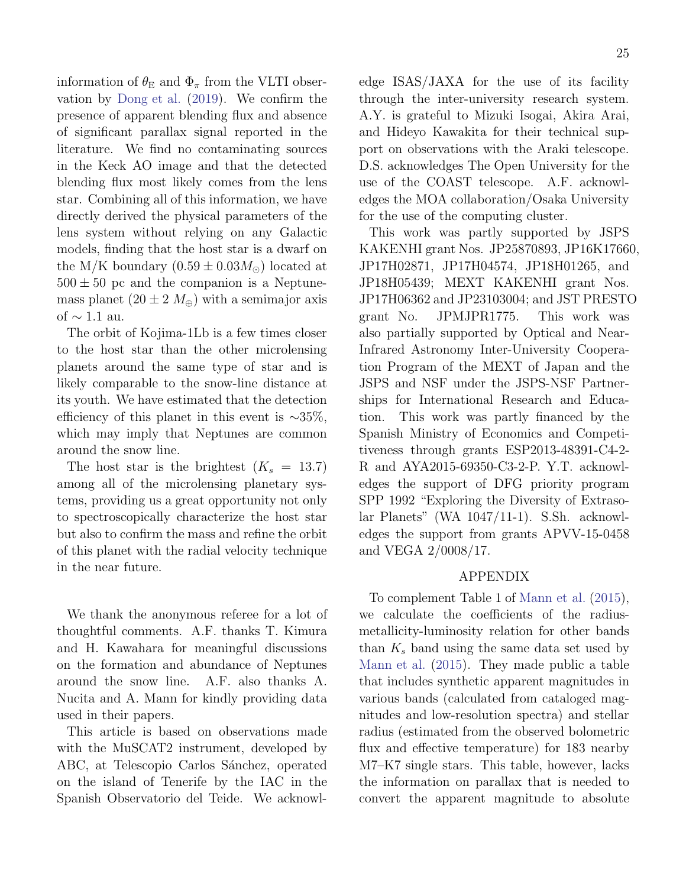information of $\theta_{\rm E}$ and $\Phi_\pi$ from the VLTI observation by Dong et al. (2019). We confirm the presence of apparent blending flux and absence of significant parallax signal reported in the literature. We find no contaminating sources in the Keck AO image and that the detected blending flux most likely comes from the lens star. Combining all of this information, we have directly derived the physical parameters of the lens system without relying on any Galactic models, finding that the host star is a dwarf on the M/K boundary ($0.59 \pm 0.03 M_\odot$) located at $500 \pm 50$ pc and the companion is a Neptune-mass planet ($20 \pm 2\ M_\oplus$) with a semimajor axis of $\sim 1.1$ au.

The orbit of Kojima-1Lb is a few times closer to the host star than the other microlensing planets around the same type of star and is likely comparable to the snow-line distance at its youth. We have estimated that the detection efficiency of this planet in this event is $\sim$35%, which may imply that Neptunes are common around the snow line.

The host star is the brightest ($K_s = 13.7$) among all of the microlensing planetary systems, providing us a great opportunity not only to spectroscopically characterize the host star but also to confirm the mass and refine the orbit of this planet with the radial velocity technique in the near future.

We thank the anonymous referee for a lot of thoughtful comments. A.F. thanks T. Kimura and H. Kawahara for meaningful discussions on the formation and abundance of Neptunes around the snow line. A.F. also thanks A. Nucita and A. Mann for kindly providing data used in their papers.

This article is based on observations made with the MuSCAT2 instrument, developed by ABC, at Telescopio Carlos Sánchez, operated on the island of Tenerife by the IAC in the Spanish Observatorio del Teide. We acknowledge ISAS/JAXA for the use of its facility through the inter-university research system. A.Y. is grateful to Mizuki Isogai, Akira Arai, and Hideyo Kawakita for their technical support on observations with the Araki telescope. D.S. acknowledges The Open University for the use of the COAST telescope. A.F. acknowledges the MOA collaboration/Osaka University for the use of the computing cluster.

This work was partly supported by JSPS KAKENHI grant Nos. JP25870893, JP16K17660, JP17H02871, JP17H04574, JP18H01265, and JP18H05439; MEXT KAKENHI grant Nos. JP17H06362 and JP23103004; and JST PRESTO grant No. JPMJPR1775. This work was also partially supported by Optical and Near-Infrared Astronomy Inter-University Cooperation Program of the MEXT of Japan and the JSPS and NSF under the JSPS-NSF Partnerships for International Research and Education. This work was partly financed by the Spanish Ministry of Economics and Competitiveness through grants ESP2013-48391-C4-2-R and AYA2015-69350-C3-2-P. Y.T. acknowledges the support of DFG priority program SPP 1992 "Exploring the Diversity of Extrasolar Planets" (WA 1047/11-1). S.Sh. acknowledges the support from grants APVV-15-0458 and VEGA 2/0008/17.

## APPENDIX

To complement Table 1 of Mann et al. (2015), we calculate the coefficients of the radius-metallicity-luminosity relation for other bands than $K_s$ band using the same data set used by Mann et al. (2015). They made public a table that includes synthetic apparent magnitudes in various bands (calculated from cataloged magnitudes and low-resolution spectra) and stellar radius (estimated from the observed bolometric flux and effective temperature) for 183 nearby M7–K7 single stars. This table, however, lacks the information on parallax that is needed to convert the apparent magnitude to absolute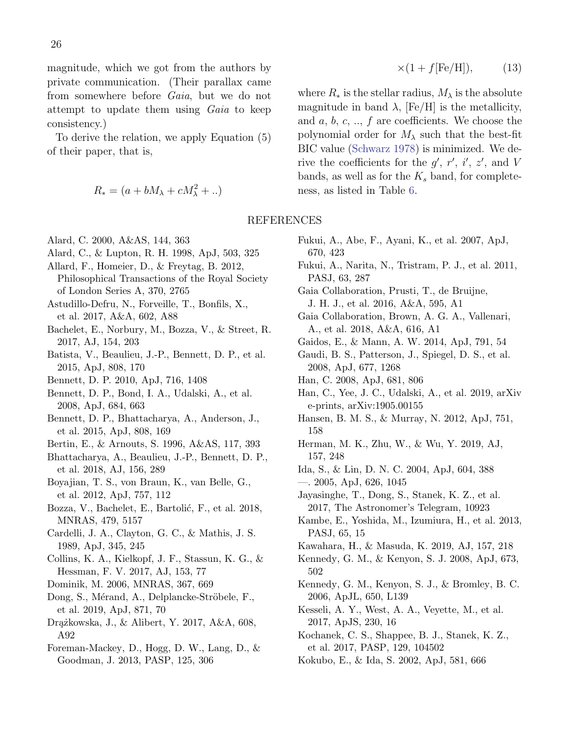magnitude, which we got from the authors by private communication. (Their parallax came from somewhere before *Gaia*, but we do not attempt to update them using *Gaia* to keep consistency.)

To derive the relation, we apply Equation (5) of their paper, that is,

$$R_* = (a + bM_\lambda + cM_\lambda^2 + ..) \times (1 + f[\mathrm{Fe/H}]), \quad (13)$$

where $R_*$ is the stellar radius, $M_\lambda$ is the absolute magnitude in band $\lambda$, [Fe/H] is the metallicity, and $a$, $b$, $c$, .., $f$ are coefficients. We choose the polynomial order for $M_\lambda$ such that the best-fit BIC value (Schwarz 1978) is minimized. We derive the coefficients for the $g'$, $r'$, $i'$, $z'$, and $V$ bands, as well as for the $K_s$ band, for completeness, as listed in Table 6.

## REFERENCES

Alard, C. 2000, A&AS, 144, 363

Alard, C., & Lupton, R. H. 1998, ApJ, 503, 325

Allard, F., Homeier, D., & Freytag, B. 2012, Philosophical Transactions of the Royal Society of London Series A, 370, 2765

Astudillo-Defru, N., Forveille, T., Bonfils, X., et al. 2017, A&A, 602, A88

Bachelet, E., Norbury, M., Bozza, V., & Street, R. 2017, AJ, 154, 203

Batista, V., Beaulieu, J.-P., Bennett, D. P., et al. 2015, ApJ, 808, 170

Bennett, D. P. 2010, ApJ, 716, 1408

Bennett, D. P., Bond, I. A., Udalski, A., et al. 2008, ApJ, 684, 663

Bennett, D. P., Bhattacharya, A., Anderson, J., et al. 2015, ApJ, 808, 169

Bertin, E., & Arnouts, S. 1996, A&AS, 117, 393

Bhattacharya, A., Beaulieu, J.-P., Bennett, D. P., et al. 2018, AJ, 156, 289

Boyajian, T. S., von Braun, K., van Belle, G., et al. 2012, ApJ, 757, 112

Bozza, V., Bachelet, E., Bartolić, F., et al. 2018, MNRAS, 479, 5157

Cardelli, J. A., Clayton, G. C., & Mathis, J. S. 1989, ApJ, 345, 245

Collins, K. A., Kielkopf, J. F., Stassun, K. G., & Hessman, F. V. 2017, AJ, 153, 77

Dominik, M. 2006, MNRAS, 367, 669

Dong, S., Mérand, A., Delplancke-Ströbele, F., et al. 2019, ApJ, 871, 70

Drążkowska, J., & Alibert, Y. 2017, A&A, 608, A92

Foreman-Mackey, D., Hogg, D. W., Lang, D., & Goodman, J. 2013, PASP, 125, 306

Fukui, A., Abe, F., Ayani, K., et al. 2007, ApJ, 670, 423

Fukui, A., Narita, N., Tristram, P. J., et al. 2011, PASJ, 63, 287

Gaia Collaboration, Prusti, T., de Bruijne, J. H. J., et al. 2016, A&A, 595, A1

Gaia Collaboration, Brown, A. G. A., Vallenari, A., et al. 2018, A&A, 616, A1

Gaidos, E., & Mann, A. W. 2014, ApJ, 791, 54

Gaudi, B. S., Patterson, J., Spiegel, D. S., et al. 2008, ApJ, 677, 1268

Han, C. 2008, ApJ, 681, 806

Han, C., Yee, J. C., Udalski, A., et al. 2019, arXiv e-prints, arXiv:1905.00155

Hansen, B. M. S., & Murray, N. 2012, ApJ, 751, 158

Herman, M. K., Zhu, W., & Wu, Y. 2019, AJ, 157, 248

Ida, S., & Lin, D. N. C. 2004, ApJ, 604, 388

—. 2005, ApJ, 626, 1045

Jayasinghe, T., Dong, S., Stanek, K. Z., et al. 2017, The Astronomer's Telegram, 10923

Kambe, E., Yoshida, M., Izumiura, H., et al. 2013, PASJ, 65, 15

Kawahara, H., & Masuda, K. 2019, AJ, 157, 218

Kennedy, G. M., & Kenyon, S. J. 2008, ApJ, 673, 502

Kennedy, G. M., Kenyon, S. J., & Bromley, B. C. 2006, ApJL, 650, L139

Kesseli, A. Y., West, A. A., Veyette, M., et al. 2017, ApJS, 230, 16

Kochanek, C. S., Shappee, B. J., Stanek, K. Z., et al. 2017, PASP, 129, 104502

Kokubo, E., & Ida, S. 2002, ApJ, 581, 666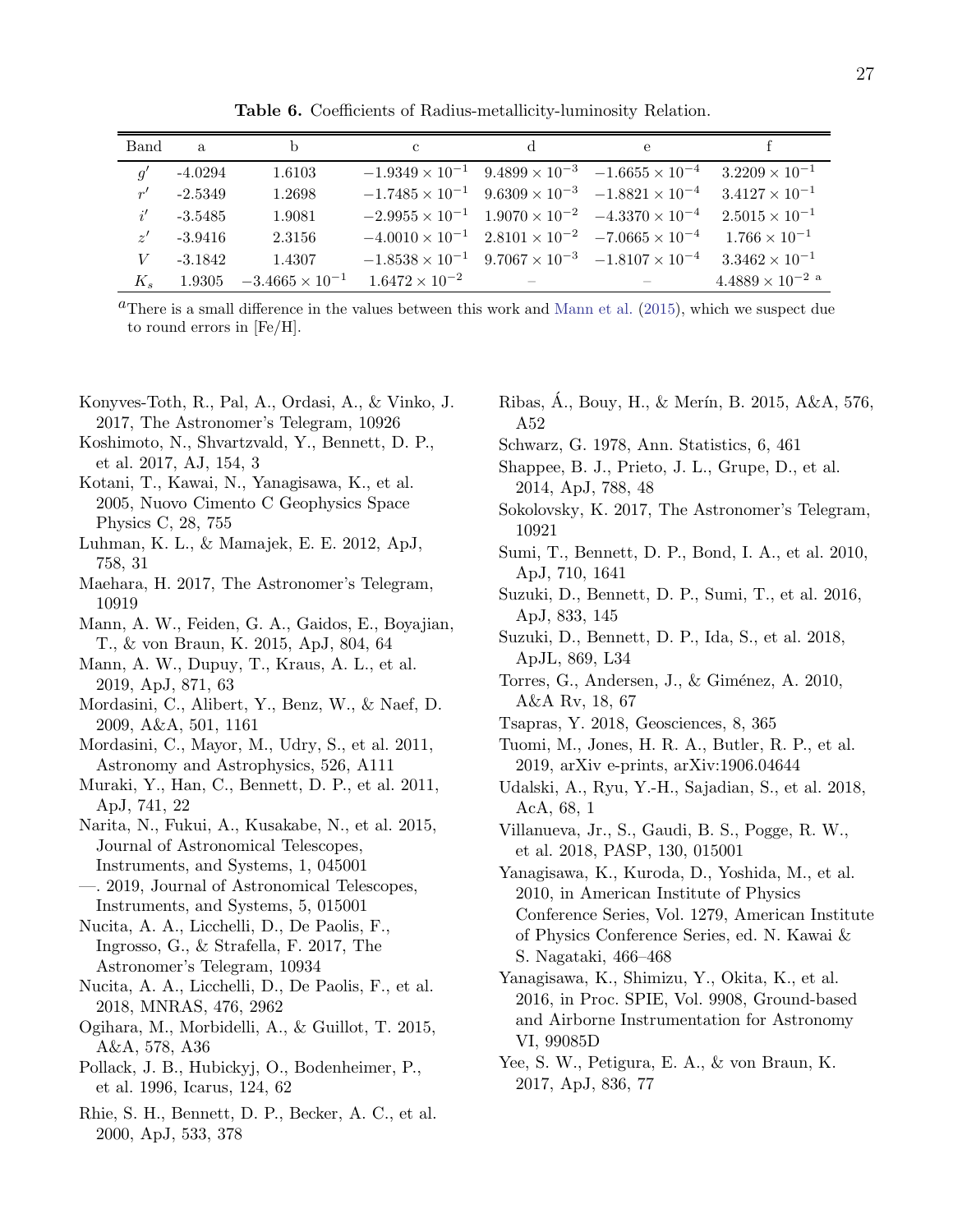**Table 6.** Coefficients of Radius-metallicity-luminosity Relation.

| Band | a | b | c | d | e | f |
|---|---|---|---|---|---|---|
| $g'$ | -4.0294 | 1.6103 | $-1.9349 \times 10^{-1}$ | $9.4899 \times 10^{-3}$ | $-1.6655 \times 10^{-4}$ | $3.2209 \times 10^{-1}$ |
| $r'$ | -2.5349 | 1.2698 | $-1.7485 \times 10^{-1}$ | $9.6309 \times 10^{-3}$ | $-1.8821 \times 10^{-4}$ | $3.4127 \times 10^{-1}$ |
| $i'$ | -3.5485 | 1.9081 | $-2.9955 \times 10^{-1}$ | $1.9070 \times 10^{-2}$ | $-4.3370 \times 10^{-4}$ | $2.5015 \times 10^{-1}$ |
| $z'$ | -3.9416 | 2.3156 | $-4.0010 \times 10^{-1}$ | $2.8101 \times 10^{-2}$ | $-7.0665 \times 10^{-4}$ | $1.766 \times 10^{-1}$ |
| $V$ | -3.1842 | 1.4307 | $-1.8538 \times 10^{-1}$ | $9.7067 \times 10^{-3}$ | $-1.8107 \times 10^{-4}$ | $3.3462 \times 10^{-1}$ |
| $K_s$ | 1.9305 | $-3.4665 \times 10^{-1}$ | $1.6472 \times 10^{-2}$ | – | – | $4.4889 \times 10^{-2}$ [a] |

[a]There is a small difference in the values between this work and Mann et al. (2015), which we suspect due to round errors in [Fe/H].

Konyves-Toth, R., Pal, A., Ordasi, A., & Vinko, J. 2017, The Astronomer's Telegram, 10926

Koshimoto, N., Shvartzvald, Y., Bennett, D. P., et al. 2017, AJ, 154, 3

Kotani, T., Kawai, N., Yanagisawa, K., et al. 2005, Nuovo Cimento C Geophysics Space Physics C, 28, 755

Luhman, K. L., & Mamajek, E. E. 2012, ApJ, 758, 31

Maehara, H. 2017, The Astronomer's Telegram, 10919

Mann, A. W., Feiden, G. A., Gaidos, E., Boyajian, T., & von Braun, K. 2015, ApJ, 804, 64

Mann, A. W., Dupuy, T., Kraus, A. L., et al. 2019, ApJ, 871, 63

Mordasini, C., Alibert, Y., Benz, W., & Naef, D. 2009, A&A, 501, 1161

Mordasini, C., Mayor, M., Udry, S., et al. 2011, Astronomy and Astrophysics, 526, A111

Muraki, Y., Han, C., Bennett, D. P., et al. 2011, ApJ, 741, 22

Narita, N., Fukui, A., Kusakabe, N., et al. 2015, Journal of Astronomical Telescopes, Instruments, and Systems, 1, 045001

—. 2019, Journal of Astronomical Telescopes, Instruments, and Systems, 5, 015001

Nucita, A. A., Licchelli, D., De Paolis, F., Ingrosso, G., & Strafella, F. 2017, The Astronomer's Telegram, 10934

Nucita, A. A., Licchelli, D., De Paolis, F., et al. 2018, MNRAS, 476, 2962

Ogihara, M., Morbidelli, A., & Guillot, T. 2015, A&A, 578, A36

Pollack, J. B., Hubickyj, O., Bodenheimer, P., et al. 1996, Icarus, 124, 62

Rhie, S. H., Bennett, D. P., Becker, A. C., et al. 2000, ApJ, 533, 378

Ribas, Á., Bouy, H., & Merín, B. 2015, A&A, 576, A52

Schwarz, G. 1978, Ann. Statistics, 6, 461

Shappee, B. J., Prieto, J. L., Grupe, D., et al. 2014, ApJ, 788, 48

Sokolovsky, K. 2017, The Astronomer's Telegram, 10921

Sumi, T., Bennett, D. P., Bond, I. A., et al. 2010, ApJ, 710, 1641

Suzuki, D., Bennett, D. P., Sumi, T., et al. 2016, ApJ, 833, 145

Suzuki, D., Bennett, D. P., Ida, S., et al. 2018, ApJL, 869, L34

Torres, G., Andersen, J., & Giménez, A. 2010, A&A Rv, 18, 67

Tsapras, Y. 2018, Geosciences, 8, 365

Tuomi, M., Jones, H. R. A., Butler, R. P., et al. 2019, arXiv e-prints, arXiv:1906.04644

Udalski, A., Ryu, Y.-H., Sajadian, S., et al. 2018, AcA, 68, 1

Villanueva, Jr., S., Gaudi, B. S., Pogge, R. W., et al. 2018, PASP, 130, 015001

Yanagisawa, K., Kuroda, D., Yoshida, M., et al. 2010, in American Institute of Physics Conference Series, Vol. 1279, American Institute of Physics Conference Series, ed. N. Kawai & S. Nagataki, 466–468

Yanagisawa, K., Shimizu, Y., Okita, K., et al. 2016, in Proc. SPIE, Vol. 9908, Ground-based and Airborne Instrumentation for Astronomy VI, 99085D

Yee, S. W., Petigura, E. A., & von Braun, K. 2017, ApJ, 836, 77